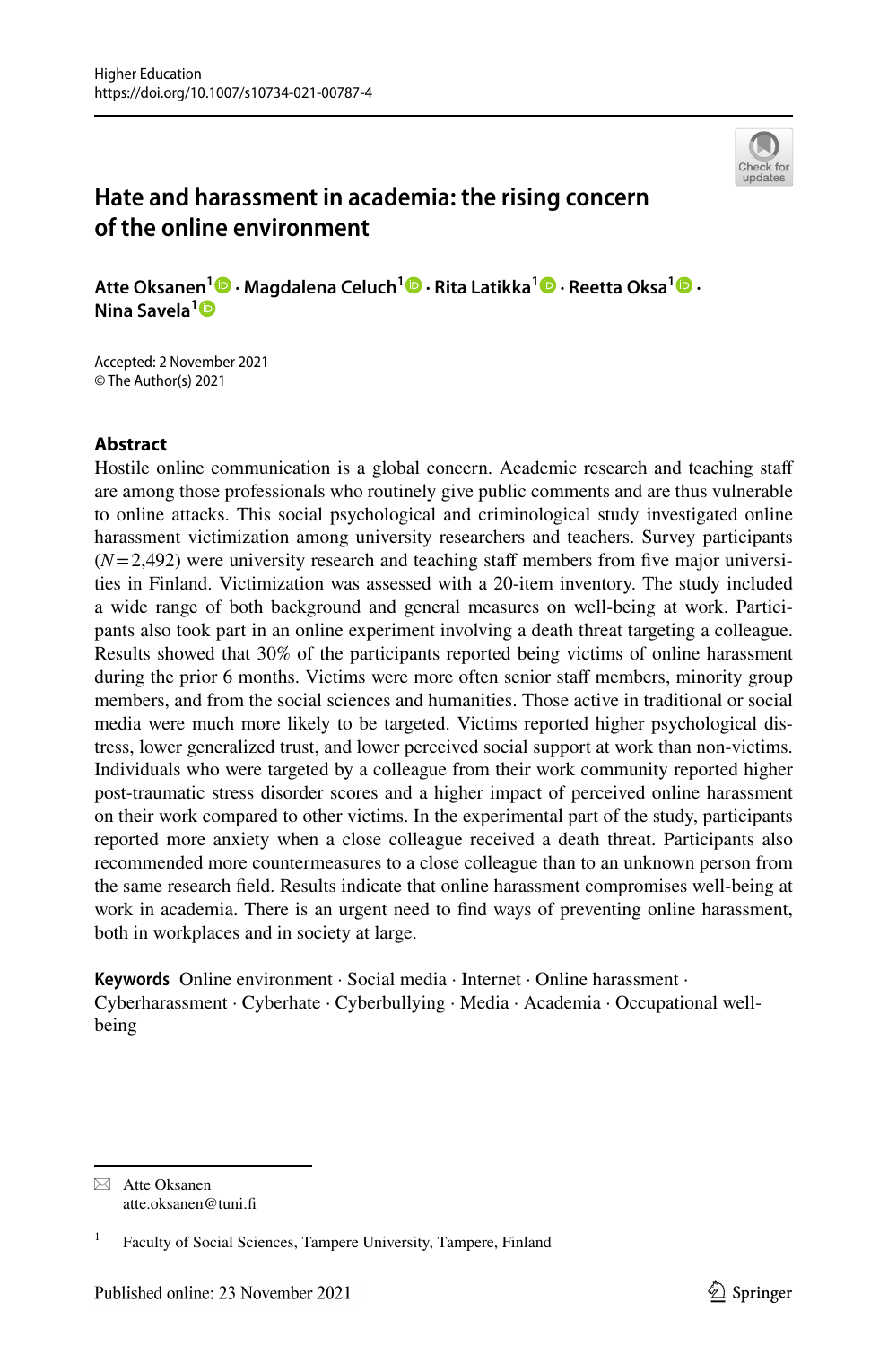# Hate and harassment in academia: the rising concern of the online environment

**Atte Oksanen**[1] · **Magdalena Celuch**[1] · **Rita Latikka**[1] · **Reetta Oksa**[1] · **Nina Savela**[1]

Accepted: 2 November 2021
© The Author(s) 2021

## Abstract

Hostile online communication is a global concern. Academic research and teaching staff are among those professionals who routinely give public comments and are thus vulnerable to online attacks. This social psychological and criminological study investigated online harassment victimization among university researchers and teachers. Survey participants ($N = 2{,}492$) were university research and teaching staff members from five major universities in Finland. Victimization was assessed with a 20-item inventory. The study included a wide range of both background and general measures on well-being at work. Participants also took part in an online experiment involving a death threat targeting a colleague. Results showed that 30% of the participants reported being victims of online harassment during the prior 6 months. Victims were more often senior staff members, minority group members, and from the social sciences and humanities. Those active in traditional or social media were much more likely to be targeted. Victims reported higher psychological distress, lower generalized trust, and lower perceived social support at work than non-victims. Individuals who were targeted by a colleague from their work community reported higher post-traumatic stress disorder scores and a higher impact of perceived online harassment on their work compared to other victims. In the experimental part of the study, participants reported more anxiety when a close colleague received a death threat. Participants also recommended more countermeasures to a close colleague than to an unknown person from the same research field. Results indicate that online harassment compromises well-being at work in academia. There is an urgent need to find ways of preventing online harassment, both in workplaces and in society at large.

**Keywords** Online environment · Social media · Internet · Online harassment · Cyberharassment · Cyberhate · Cyberbullying · Media · Academia · Occupational well-being

---

✉ Atte Oksanen
atte.oksanen@tuni.fi

[1] Faculty of Social Sciences, Tampere University, Tampere, Finland

Published online: 23 November 2021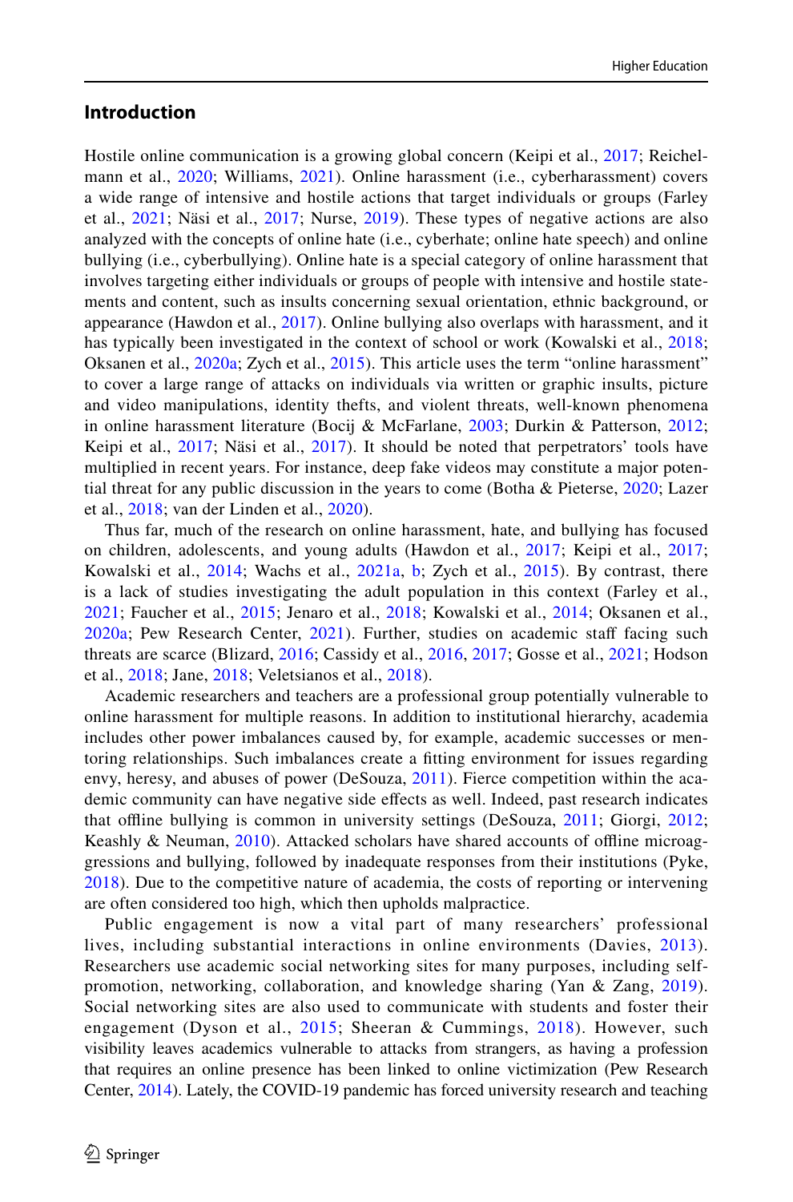## Introduction

Hostile online communication is a growing global concern (Keipi et al., 2017; Reichelmann et al., 2020; Williams, 2021). Online harassment (i.e., cyberharassment) covers a wide range of intensive and hostile actions that target individuals or groups (Farley et al., 2021; Näsi et al., 2017; Nurse, 2019). These types of negative actions are also analyzed with the concepts of online hate (i.e., cyberhate; online hate speech) and online bullying (i.e., cyberbullying). Online hate is a special category of online harassment that involves targeting either individuals or groups of people with intensive and hostile statements and content, such as insults concerning sexual orientation, ethnic background, or appearance (Hawdon et al., 2017). Online bullying also overlaps with harassment, and it has typically been investigated in the context of school or work (Kowalski et al., 2018; Oksanen et al., 2020a; Zych et al., 2015). This article uses the term "online harassment" to cover a large range of attacks on individuals via written or graphic insults, picture and video manipulations, identity thefts, and violent threats, well-known phenomena in online harassment literature (Bocij & McFarlane, 2003; Durkin & Patterson, 2012; Keipi et al., 2017; Näsi et al., 2017). It should be noted that perpetrators' tools have multiplied in recent years. For instance, deep fake videos may constitute a major potential threat for any public discussion in the years to come (Botha & Pieterse, 2020; Lazer et al., 2018; van der Linden et al., 2020).

Thus far, much of the research on online harassment, hate, and bullying has focused on children, adolescents, and young adults (Hawdon et al., 2017; Keipi et al., 2017; Kowalski et al., 2014; Wachs et al., 2021a, b; Zych et al., 2015). By contrast, there is a lack of studies investigating the adult population in this context (Farley et al., 2021; Faucher et al., 2015; Jenaro et al., 2018; Kowalski et al., 2014; Oksanen et al., 2020a; Pew Research Center, 2021). Further, studies on academic staff facing such threats are scarce (Blizard, 2016; Cassidy et al., 2016, 2017; Gosse et al., 2021; Hodson et al., 2018; Jane, 2018; Veletsianos et al., 2018).

Academic researchers and teachers are a professional group potentially vulnerable to online harassment for multiple reasons. In addition to institutional hierarchy, academia includes other power imbalances caused by, for example, academic successes or mentoring relationships. Such imbalances create a fitting environment for issues regarding envy, heresy, and abuses of power (DeSouza, 2011). Fierce competition within the academic community can have negative side effects as well. Indeed, past research indicates that offline bullying is common in university settings (DeSouza, 2011; Giorgi, 2012; Keashly & Neuman, 2010). Attacked scholars have shared accounts of offline microaggressions and bullying, followed by inadequate responses from their institutions (Pyke, 2018). Due to the competitive nature of academia, the costs of reporting or intervening are often considered too high, which then upholds malpractice.

Public engagement is now a vital part of many researchers' professional lives, including substantial interactions in online environments (Davies, 2013). Researchers use academic social networking sites for many purposes, including self-promotion, networking, collaboration, and knowledge sharing (Yan & Zang, 2019). Social networking sites are also used to communicate with students and foster their engagement (Dyson et al., 2015; Sheeran & Cummings, 2018). However, such visibility leaves academics vulnerable to attacks from strangers, as having a profession that requires an online presence has been linked to online victimization (Pew Research Center, 2014). Lately, the COVID-19 pandemic has forced university research and teaching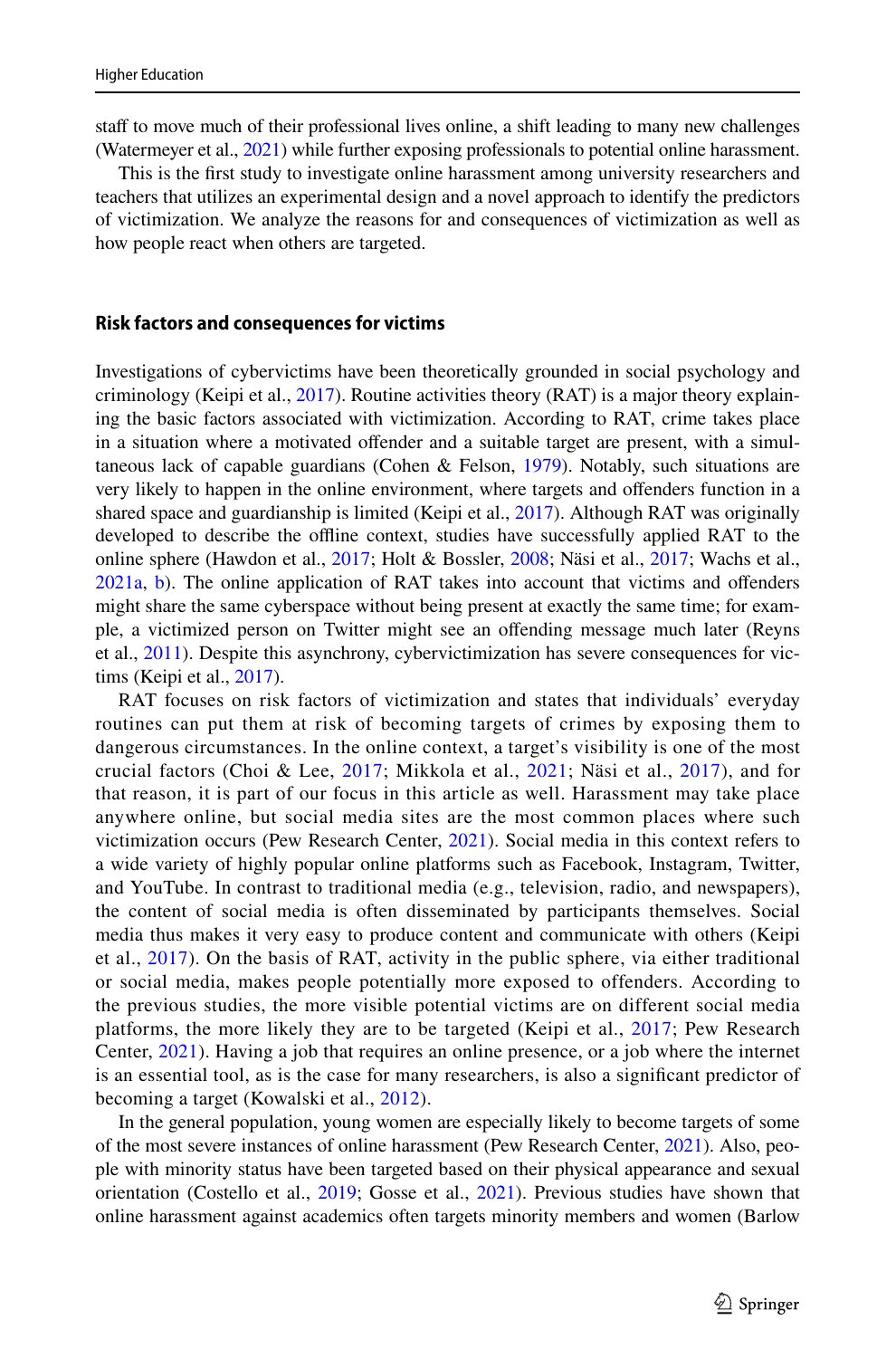staff to move much of their professional lives online, a shift leading to many new challenges (Watermeyer et al., 2021) while further exposing professionals to potential online harassment.

This is the first study to investigate online harassment among university researchers and teachers that utilizes an experimental design and a novel approach to identify the predictors of victimization. We analyze the reasons for and consequences of victimization as well as how people react when others are targeted.

## Risk factors and consequences for victims

Investigations of cybervictims have been theoretically grounded in social psychology and criminology (Keipi et al., 2017). Routine activities theory (RAT) is a major theory explaining the basic factors associated with victimization. According to RAT, crime takes place in a situation where a motivated offender and a suitable target are present, with a simultaneous lack of capable guardians (Cohen & Felson, 1979). Notably, such situations are very likely to happen in the online environment, where targets and offenders function in a shared space and guardianship is limited (Keipi et al., 2017). Although RAT was originally developed to describe the offline context, studies have successfully applied RAT to the online sphere (Hawdon et al., 2017; Holt & Bossler, 2008; Näsi et al., 2017; Wachs et al., 2021a, b). The online application of RAT takes into account that victims and offenders might share the same cyberspace without being present at exactly the same time; for example, a victimized person on Twitter might see an offending message much later (Reyns et al., 2011). Despite this asynchrony, cybervictimization has severe consequences for victims (Keipi et al., 2017).

RAT focuses on risk factors of victimization and states that individuals' everyday routines can put them at risk of becoming targets of crimes by exposing them to dangerous circumstances. In the online context, a target's visibility is one of the most crucial factors (Choi & Lee, 2017; Mikkola et al., 2021; Näsi et al., 2017), and for that reason, it is part of our focus in this article as well. Harassment may take place anywhere online, but social media sites are the most common places where such victimization occurs (Pew Research Center, 2021). Social media in this context refers to a wide variety of highly popular online platforms such as Facebook, Instagram, Twitter, and YouTube. In contrast to traditional media (e.g., television, radio, and newspapers), the content of social media is often disseminated by participants themselves. Social media thus makes it very easy to produce content and communicate with others (Keipi et al., 2017). On the basis of RAT, activity in the public sphere, via either traditional or social media, makes people potentially more exposed to offenders. According to the previous studies, the more visible potential victims are on different social media platforms, the more likely they are to be targeted (Keipi et al., 2017; Pew Research Center, 2021). Having a job that requires an online presence, or a job where the internet is an essential tool, as is the case for many researchers, is also a significant predictor of becoming a target (Kowalski et al., 2012).

In the general population, young women are especially likely to become targets of some of the most severe instances of online harassment (Pew Research Center, 2021). Also, people with minority status have been targeted based on their physical appearance and sexual orientation (Costello et al., 2019; Gosse et al., 2021). Previous studies have shown that online harassment against academics often targets minority members and women (Barlow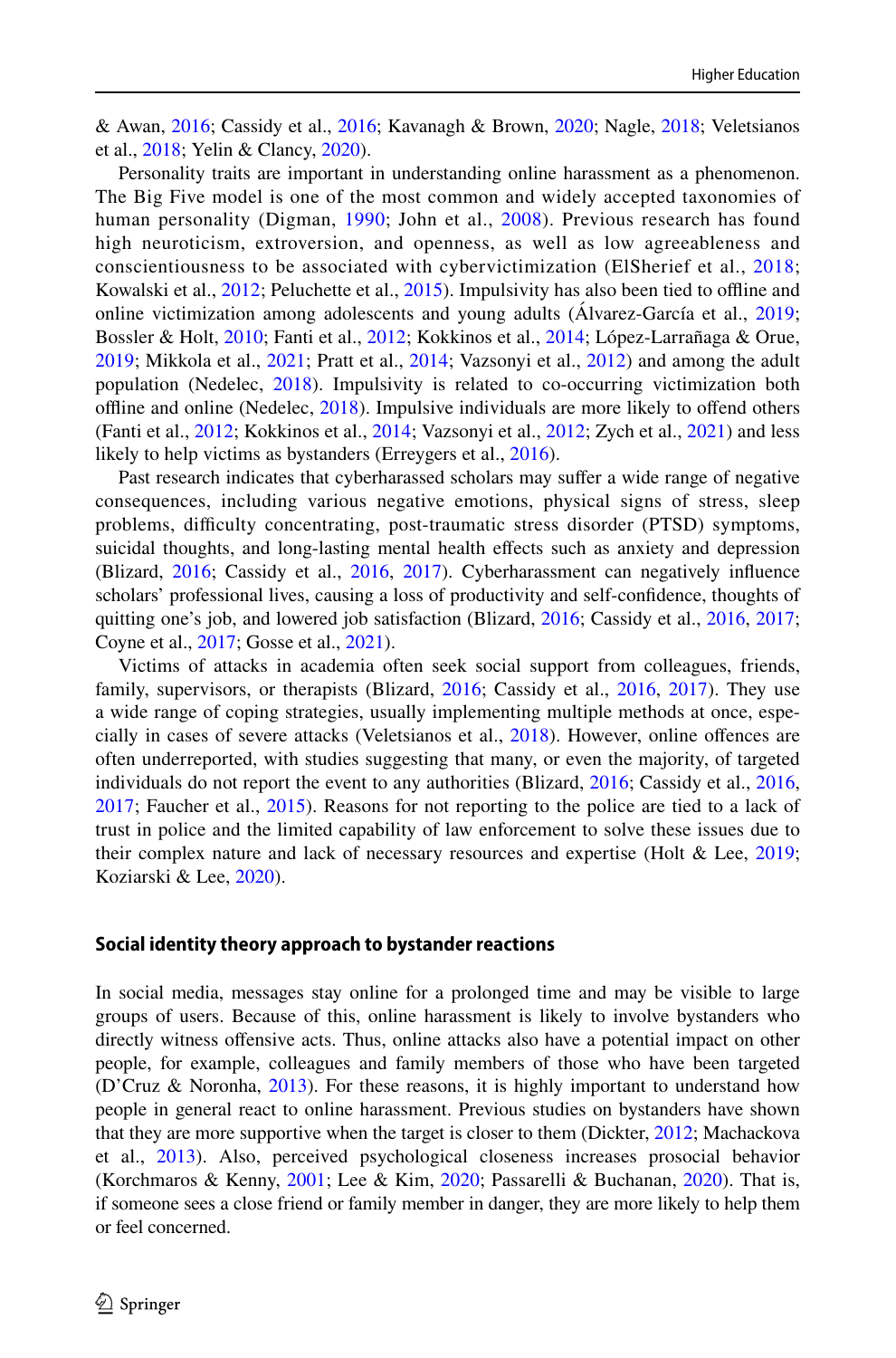& Awan, 2016; Cassidy et al., 2016; Kavanagh & Brown, 2020; Nagle, 2018; Veletsianos et al., 2018; Yelin & Clancy, 2020).

Personality traits are important in understanding online harassment as a phenomenon. The Big Five model is one of the most common and widely accepted taxonomies of human personality (Digman, 1990; John et al., 2008). Previous research has found high neuroticism, extroversion, and openness, as well as low agreeableness and conscientiousness to be associated with cybervictimization (ElSherief et al., 2018; Kowalski et al., 2012; Peluchette et al., 2015). Impulsivity has also been tied to offline and online victimization among adolescents and young adults (Álvarez-García et al., 2019; Bossler & Holt, 2010; Fanti et al., 2012; Kokkinos et al., 2014; López-Larrañaga & Orue, 2019; Mikkola et al., 2021; Pratt et al., 2014; Vazsonyi et al., 2012) and among the adult population (Nedelec, 2018). Impulsivity is related to co-occurring victimization both offline and online (Nedelec, 2018). Impulsive individuals are more likely to offend others (Fanti et al., 2012; Kokkinos et al., 2014; Vazsonyi et al., 2012; Zych et al., 2021) and less likely to help victims as bystanders (Erreygers et al., 2016).

Past research indicates that cyberharassed scholars may suffer a wide range of negative consequences, including various negative emotions, physical signs of stress, sleep problems, difficulty concentrating, post-traumatic stress disorder (PTSD) symptoms, suicidal thoughts, and long-lasting mental health effects such as anxiety and depression (Blizard, 2016; Cassidy et al., 2016, 2017). Cyberharassment can negatively influence scholars' professional lives, causing a loss of productivity and self-confidence, thoughts of quitting one's job, and lowered job satisfaction (Blizard, 2016; Cassidy et al., 2016, 2017; Coyne et al., 2017; Gosse et al., 2021).

Victims of attacks in academia often seek social support from colleagues, friends, family, supervisors, or therapists (Blizard, 2016; Cassidy et al., 2016, 2017). They use a wide range of coping strategies, usually implementing multiple methods at once, especially in cases of severe attacks (Veletsianos et al., 2018). However, online offences are often underreported, with studies suggesting that many, or even the majority, of targeted individuals do not report the event to any authorities (Blizard, 2016; Cassidy et al., 2016, 2017; Faucher et al., 2015). Reasons for not reporting to the police are tied to a lack of trust in police and the limited capability of law enforcement to solve these issues due to their complex nature and lack of necessary resources and expertise (Holt & Lee, 2019; Koziarski & Lee, 2020).

## Social identity theory approach to bystander reactions

In social media, messages stay online for a prolonged time and may be visible to large groups of users. Because of this, online harassment is likely to involve bystanders who directly witness offensive acts. Thus, online attacks also have a potential impact on other people, for example, colleagues and family members of those who have been targeted (D'Cruz & Noronha, 2013). For these reasons, it is highly important to understand how people in general react to online harassment. Previous studies on bystanders have shown that they are more supportive when the target is closer to them (Dickter, 2012; Machackova et al., 2013). Also, perceived psychological closeness increases prosocial behavior (Korchmaros & Kenny, 2001; Lee & Kim, 2020; Passarelli & Buchanan, 2020). That is, if someone sees a close friend or family member in danger, they are more likely to help them or feel concerned.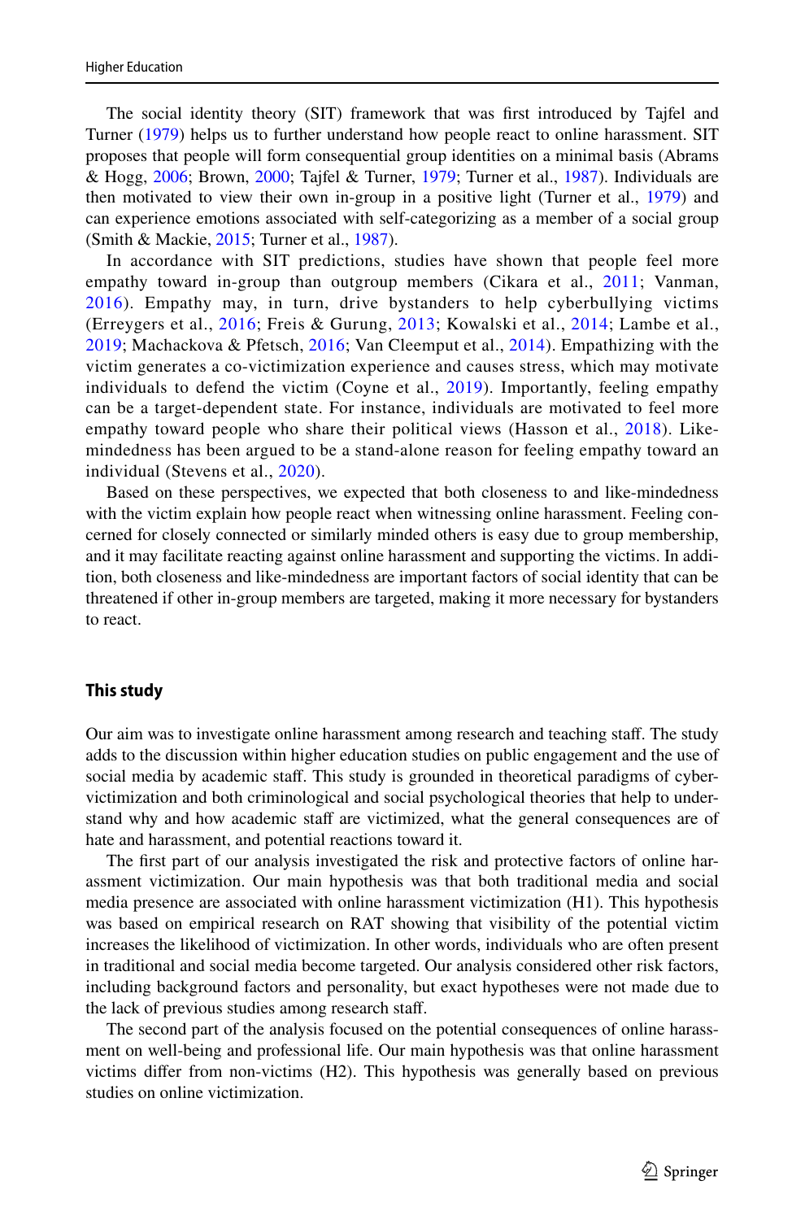The social identity theory (SIT) framework that was first introduced by Tajfel and Turner (1979) helps us to further understand how people react to online harassment. SIT proposes that people will form consequential group identities on a minimal basis (Abrams & Hogg, 2006; Brown, 2000; Tajfel & Turner, 1979; Turner et al., 1987). Individuals are then motivated to view their own in-group in a positive light (Turner et al., 1979) and can experience emotions associated with self-categorizing as a member of a social group (Smith & Mackie, 2015; Turner et al., 1987).

In accordance with SIT predictions, studies have shown that people feel more empathy toward in-group than outgroup members (Cikara et al., 2011; Vanman, 2016). Empathy may, in turn, drive bystanders to help cyberbullying victims (Erreygers et al., 2016; Freis & Gurung, 2013; Kowalski et al., 2014; Lambe et al., 2019; Machackova & Pfetsch, 2016; Van Cleemput et al., 2014). Empathizing with the victim generates a co-victimization experience and causes stress, which may motivate individuals to defend the victim (Coyne et al., 2019). Importantly, feeling empathy can be a target-dependent state. For instance, individuals are motivated to feel more empathy toward people who share their political views (Hasson et al., 2018). Like-mindedness has been argued to be a stand-alone reason for feeling empathy toward an individual (Stevens et al., 2020).

Based on these perspectives, we expected that both closeness to and like-mindedness with the victim explain how people react when witnessing online harassment. Feeling concerned for closely connected or similarly minded others is easy due to group membership, and it may facilitate reacting against online harassment and supporting the victims. In addition, both closeness and like-mindedness are important factors of social identity that can be threatened if other in-group members are targeted, making it more necessary for bystanders to react.

## This study

Our aim was to investigate online harassment among research and teaching staff. The study adds to the discussion within higher education studies on public engagement and the use of social media by academic staff. This study is grounded in theoretical paradigms of cybervictimization and both criminological and social psychological theories that help to understand why and how academic staff are victimized, what the general consequences are of hate and harassment, and potential reactions toward it.

The first part of our analysis investigated the risk and protective factors of online harassment victimization. Our main hypothesis was that both traditional media and social media presence are associated with online harassment victimization (H1). This hypothesis was based on empirical research on RAT showing that visibility of the potential victim increases the likelihood of victimization. In other words, individuals who are often present in traditional and social media become targeted. Our analysis considered other risk factors, including background factors and personality, but exact hypotheses were not made due to the lack of previous studies among research staff.

The second part of the analysis focused on the potential consequences of online harassment on well-being and professional life. Our main hypothesis was that online harassment victims differ from non-victims (H2). This hypothesis was generally based on previous studies on online victimization.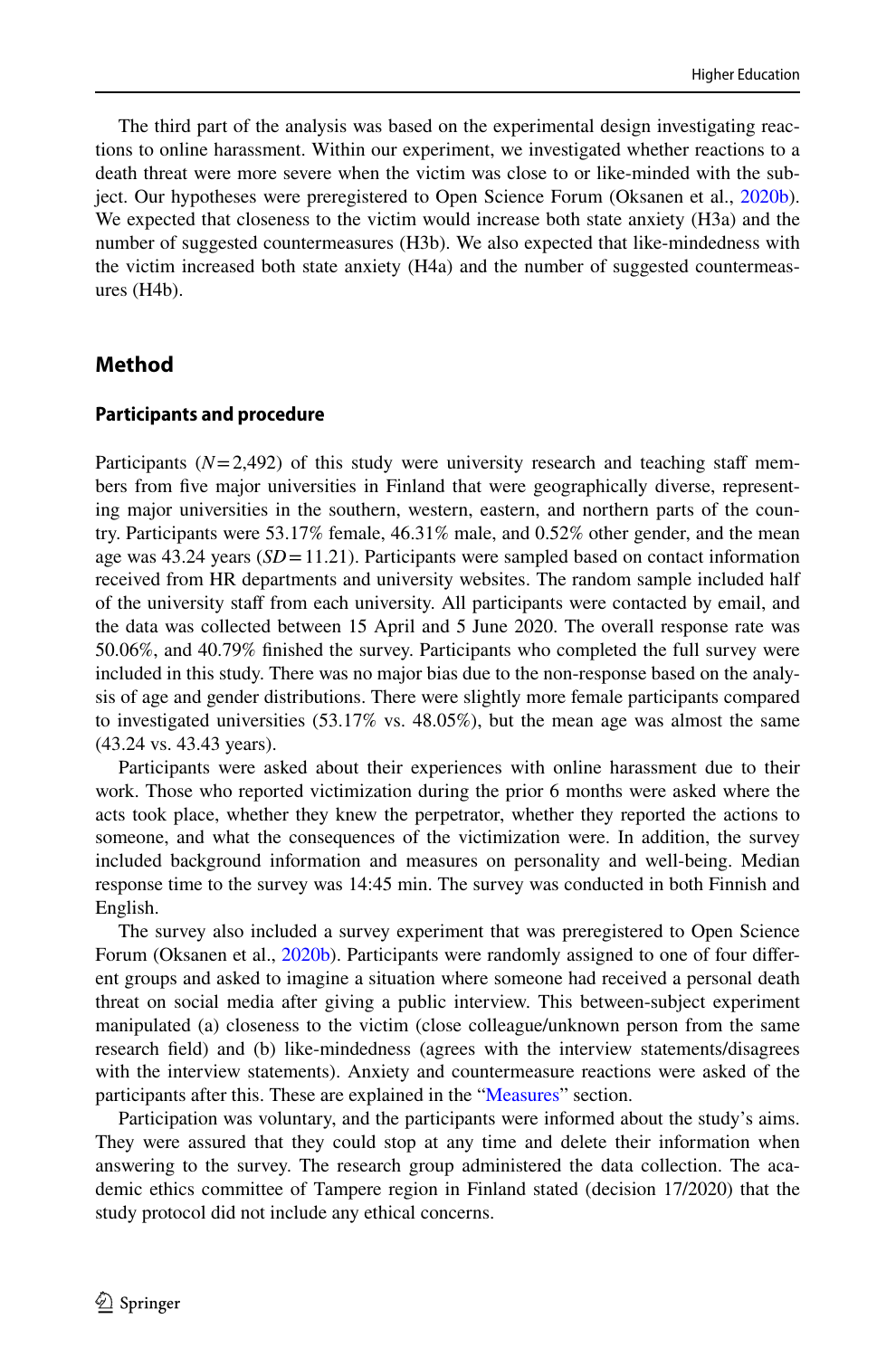The third part of the analysis was based on the experimental design investigating reactions to online harassment. Within our experiment, we investigated whether reactions to a death threat were more severe when the victim was close to or like-minded with the subject. Our hypotheses were preregistered to Open Science Forum (Oksanen et al., 2020b). We expected that closeness to the victim would increase both state anxiety (H3a) and the number of suggested countermeasures (H3b). We also expected that like-mindedness with the victim increased both state anxiety (H4a) and the number of suggested countermeasures (H4b).

## Method

### Participants and procedure

Participants ($N = 2{,}492$) of this study were university research and teaching staff members from five major universities in Finland that were geographically diverse, representing major universities in the southern, western, eastern, and northern parts of the country. Participants were 53.17% female, 46.31% male, and 0.52% other gender, and the mean age was 43.24 years ($SD = 11.21$). Participants were sampled based on contact information received from HR departments and university websites. The random sample included half of the university staff from each university. All participants were contacted by email, and the data was collected between 15 April and 5 June 2020. The overall response rate was 50.06%, and 40.79% finished the survey. Participants who completed the full survey were included in this study. There was no major bias due to the non-response based on the analysis of age and gender distributions. There were slightly more female participants compared to investigated universities (53.17% vs. 48.05%), but the mean age was almost the same (43.24 vs. 43.43 years).

Participants were asked about their experiences with online harassment due to their work. Those who reported victimization during the prior 6 months were asked where the acts took place, whether they knew the perpetrator, whether they reported the actions to someone, and what the consequences of the victimization were. In addition, the survey included background information and measures on personality and well-being. Median response time to the survey was 14:45 min. The survey was conducted in both Finnish and English.

The survey also included a survey experiment that was preregistered to Open Science Forum (Oksanen et al., 2020b). Participants were randomly assigned to one of four different groups and asked to imagine a situation where someone had received a personal death threat on social media after giving a public interview. This between-subject experiment manipulated (a) closeness to the victim (close colleague/unknown person from the same research field) and (b) like-mindedness (agrees with the interview statements/disagrees with the interview statements). Anxiety and countermeasure reactions were asked of the participants after this. These are explained in the "Measures" section.

Participation was voluntary, and the participants were informed about the study's aims. They were assured that they could stop at any time and delete their information when answering to the survey. The research group administered the data collection. The academic ethics committee of Tampere region in Finland stated (decision 17/2020) that the study protocol did not include any ethical concerns.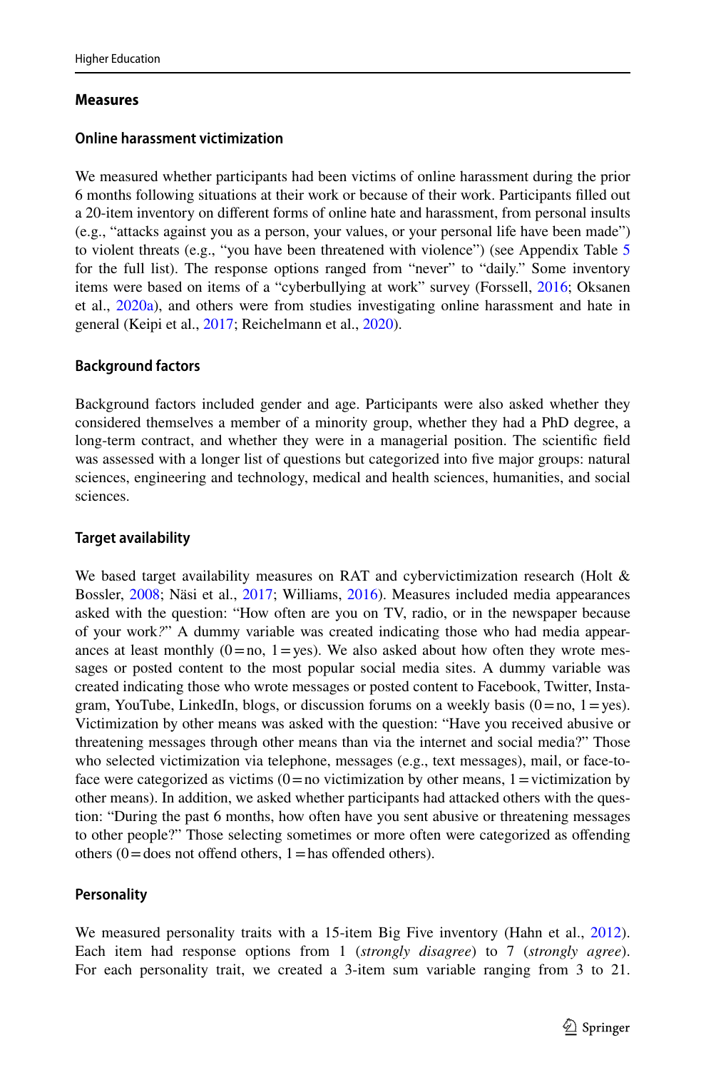## Measures

### Online harassment victimization

We measured whether participants had been victims of online harassment during the prior 6 months following situations at their work or because of their work. Participants filled out a 20-item inventory on different forms of online hate and harassment, from personal insults (e.g., "attacks against you as a person, your values, or your personal life have been made") to violent threats (e.g., "you have been threatened with violence") (see Appendix Table 5 for the full list). The response options ranged from "never" to "daily." Some inventory items were based on items of a "cyberbullying at work" survey (Forssell, 2016; Oksanen et al., 2020a), and others were from studies investigating online harassment and hate in general (Keipi et al., 2017; Reichelmann et al., 2020).

### Background factors

Background factors included gender and age. Participants were also asked whether they considered themselves a member of a minority group, whether they had a PhD degree, a long-term contract, and whether they were in a managerial position. The scientific field was assessed with a longer list of questions but categorized into five major groups: natural sciences, engineering and technology, medical and health sciences, humanities, and social sciences.

### Target availability

We based target availability measures on RAT and cybervictimization research (Holt & Bossler, 2008; Näsi et al., 2017; Williams, 2016). Measures included media appearances asked with the question: "How often are you on TV, radio, or in the newspaper because of your work*?*" A dummy variable was created indicating those who had media appearances at least monthly (0 = no, 1 = yes). We also asked about how often they wrote messages or posted content to the most popular social media sites. A dummy variable was created indicating those who wrote messages or posted content to Facebook, Twitter, Instagram, YouTube, LinkedIn, blogs, or discussion forums on a weekly basis (0 = no, 1 = yes). Victimization by other means was asked with the question: "Have you received abusive or threatening messages through other means than via the internet and social media?" Those who selected victimization via telephone, messages (e.g., text messages), mail, or face-to-face were categorized as victims (0 = no victimization by other means, 1 = victimization by other means). In addition, we asked whether participants had attacked others with the question: "During the past 6 months, how often have you sent abusive or threatening messages to other people?" Those selecting sometimes or more often were categorized as offending others (0 = does not offend others, 1 = has offended others).

### Personality

We measured personality traits with a 15-item Big Five inventory (Hahn et al., 2012). Each item had response options from 1 (*strongly disagree*) to 7 (*strongly agree*). For each personality trait, we created a 3-item sum variable ranging from 3 to 21.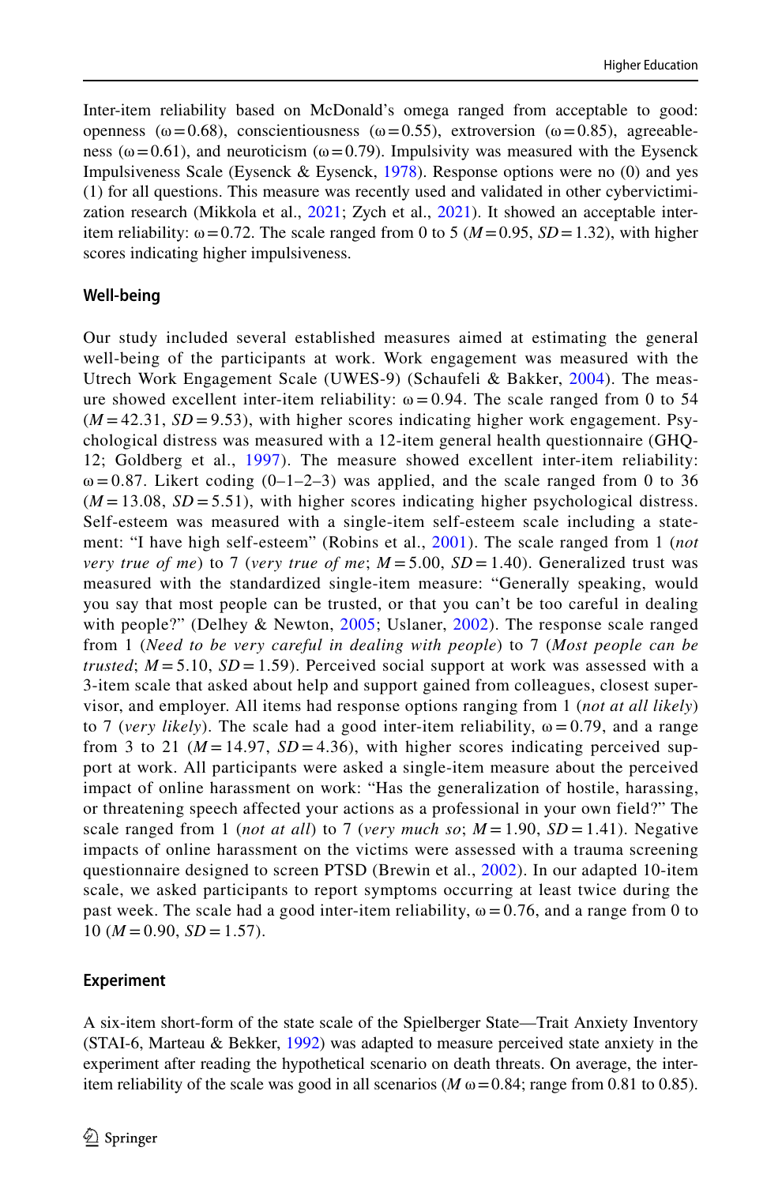Inter-item reliability based on McDonald's omega ranged from acceptable to good: openness ($\omega = 0.68$), conscientiousness ($\omega = 0.55$), extroversion ($\omega = 0.85$), agreeableness ($\omega = 0.61$), and neuroticism ($\omega = 0.79$). Impulsivity was measured with the Eysenck Impulsiveness Scale (Eysenck & Eysenck, 1978). Response options were no (0) and yes (1) for all questions. This measure was recently used and validated in other cybervictimization research (Mikkola et al., 2021; Zych et al., 2021). It showed an acceptable inter-item reliability: $\omega = 0.72$. The scale ranged from 0 to 5 ($M = 0.95$, $SD = 1.32$), with higher scores indicating higher impulsiveness.

### Well-being

Our study included several established measures aimed at estimating the general well-being of the participants at work. Work engagement was measured with the Utrech Work Engagement Scale (UWES-9) (Schaufeli & Bakker, 2004). The measure showed excellent inter-item reliability: $\omega = 0.94$. The scale ranged from 0 to 54 ($M = 42.31$, $SD = 9.53$), with higher scores indicating higher work engagement. Psychological distress was measured with a 12-item general health questionnaire (GHQ-12; Goldberg et al., 1997). The measure showed excellent inter-item reliability: $\omega = 0.87$. Likert coding (0–1–2–3) was applied, and the scale ranged from 0 to 36 ($M = 13.08$, $SD = 5.51$), with higher scores indicating higher psychological distress. Self-esteem was measured with a single-item self-esteem scale including a statement: "I have high self-esteem" (Robins et al., 2001). The scale ranged from 1 (*not very true of me*) to 7 (*very true of me*; $M = 5.00$, $SD = 1.40$). Generalized trust was measured with the standardized single-item measure: "Generally speaking, would you say that most people can be trusted, or that you can't be too careful in dealing with people?" (Delhey & Newton, 2005; Uslaner, 2002). The response scale ranged from 1 (*Need to be very careful in dealing with people*) to 7 (*Most people can be trusted*; $M = 5.10$, $SD = 1.59$). Perceived social support at work was assessed with a 3-item scale that asked about help and support gained from colleagues, closest supervisor, and employer. All items had response options ranging from 1 (*not at all likely*) to 7 (*very likely*). The scale had a good inter-item reliability, $\omega = 0.79$, and a range from 3 to 21 ($M = 14.97$, $SD = 4.36$), with higher scores indicating perceived support at work. All participants were asked a single-item measure about the perceived impact of online harassment on work: "Has the generalization of hostile, harassing, or threatening speech affected your actions as a professional in your own field?" The scale ranged from 1 (*not at all*) to 7 (*very much so*; $M = 1.90$, $SD = 1.41$). Negative impacts of online harassment on the victims were assessed with a trauma screening questionnaire designed to screen PTSD (Brewin et al., 2002). In our adapted 10-item scale, we asked participants to report symptoms occurring at least twice during the past week. The scale had a good inter-item reliability, $\omega = 0.76$, and a range from 0 to 10 ($M = 0.90$, $SD = 1.57$).

### Experiment

A six-item short-form of the state scale of the Spielberger State—Trait Anxiety Inventory (STAI-6, Marteau & Bekker, 1992) was adapted to measure perceived state anxiety in the experiment after reading the hypothetical scenario on death threats. On average, the inter-item reliability of the scale was good in all scenarios ($M\ \omega = 0.84$; range from 0.81 to 0.85).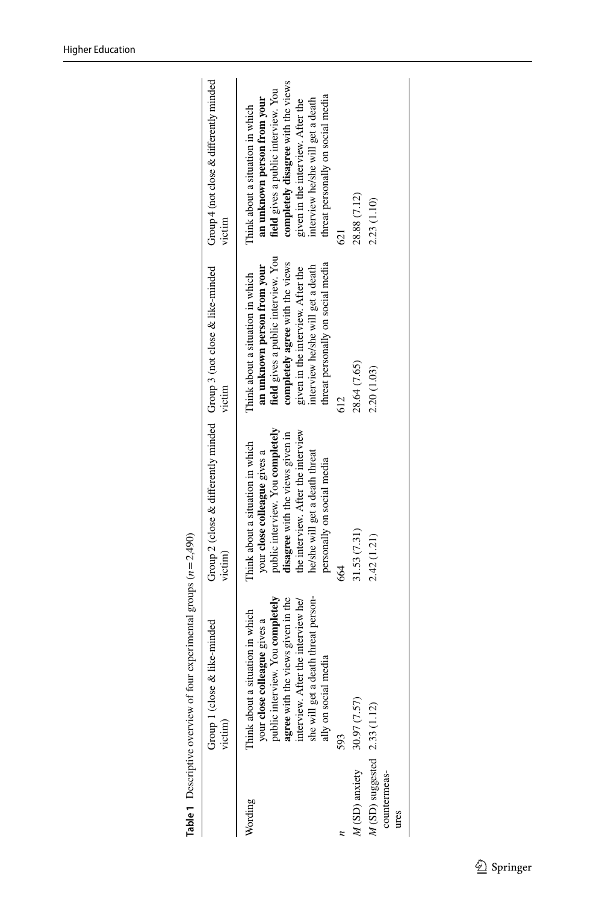**Table 1** Descriptive overview of four experimental groups ($n = 2{,}490$)

| | Group 1 (close & like-minded victim) | Group 2 (close & differently minded victim) | Group 3 (not close & like-minded victim) | Group 4 (not close & differently minded victim |
|---|---|---|---|---|
| Wording | Think about a situation in which your **close colleague** gives a public interview. You **completely agree** with the views given in the interview. After the interview he/she will get a death threat personally on social media | Think about a situation in which your **close colleague** gives a public interview. You **completely disagree** with the views given in the interview. After the interview he/she will get a death threat personally on social media | Think about a situation in which **an unknown person from your field** gives a public interview. You **completely agree** with the views given in the interview. After the interview he/she will get a death threat personally on social media | Think about a situation in which **an unknown person from your field** gives a public interview. You **completely disagree** with the views given in the interview. After the interview he/she will get a death threat personally on social media |
| *n* | 593 | 664 | 612 | 621 |
| *M* (SD) anxiety | 30.97 (7.57) | 31.53 (7.31) | 28.64 (7.65) | 28.88 (7.12) |
| *M* (SD) suggested countermeasures | 2.33 (1.12) | 2.42 (1.21) | 2.20 (1.03) | 2.23 (1.10) |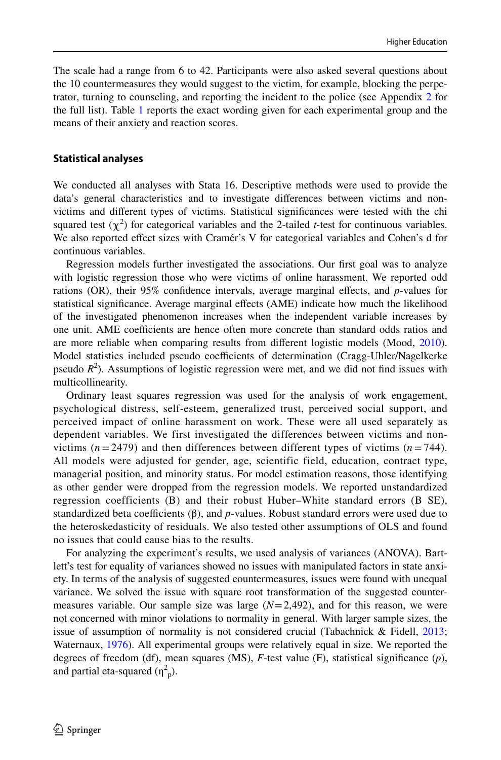The scale had a range from 6 to 42. Participants were also asked several questions about the 10 countermeasures they would suggest to the victim, for example, blocking the perpetrator, turning to counseling, and reporting the incident to the police (see Appendix 2 for the full list). Table 1 reports the exact wording given for each experimental group and the means of their anxiety and reaction scores.

### Statistical analyses

We conducted all analyses with Stata 16. Descriptive methods were used to provide the data's general characteristics and to investigate differences between victims and non-victims and different types of victims. Statistical significances were tested with the chi squared test ($\chi^2$) for categorical variables and the 2-tailed *t*-test for continuous variables. We also reported effect sizes with Cramér's V for categorical variables and Cohen's d for continuous variables.

Regression models further investigated the associations. Our first goal was to analyze with logistic regression those who were victims of online harassment. We reported odd rations (OR), their 95% confidence intervals, average marginal effects, and *p*-values for statistical significance. Average marginal effects (AME) indicate how much the likelihood of the investigated phenomenon increases when the independent variable increases by one unit. AME coefficients are hence often more concrete than standard odds ratios and are more reliable when comparing results from different logistic models (Mood, 2010). Model statistics included pseudo coefficients of determination (Cragg-Uhler/Nagelkerke pseudo $R^2$). Assumptions of logistic regression were met, and we did not find issues with multicollinearity.

Ordinary least squares regression was used for the analysis of work engagement, psychological distress, self-esteem, generalized trust, perceived social support, and perceived impact of online harassment on work. These were all used separately as dependent variables. We first investigated the differences between victims and non-victims ($n = 2479$) and then differences between different types of victims ($n = 744$). All models were adjusted for gender, age, scientific field, education, contract type, managerial position, and minority status. For model estimation reasons, those identifying as other gender were dropped from the regression models. We reported unstandardized regression coefficients (B) and their robust Huber–White standard errors (B SE), standardized beta coefficients (β), and *p*-values. Robust standard errors were used due to the heteroskedasticity of residuals. We also tested other assumptions of OLS and found no issues that could cause bias to the results.

For analyzing the experiment's results, we used analysis of variances (ANOVA). Bartlett's test for equality of variances showed no issues with manipulated factors in state anxiety. In terms of the analysis of suggested countermeasures, issues were found with unequal variance. We solved the issue with square root transformation of the suggested countermeasures variable. Our sample size was large ($N = 2{,}492$), and for this reason, we were not concerned with minor violations to normality in general. With larger sample sizes, the issue of assumption of normality is not considered crucial (Tabachnick & Fidell, 2013; Waternaux, 1976). All experimental groups were relatively equal in size. We reported the degrees of freedom (df), mean squares (MS), *F*-test value (F), statistical significance (*p*), and partial eta-squared ($\eta^2_p$).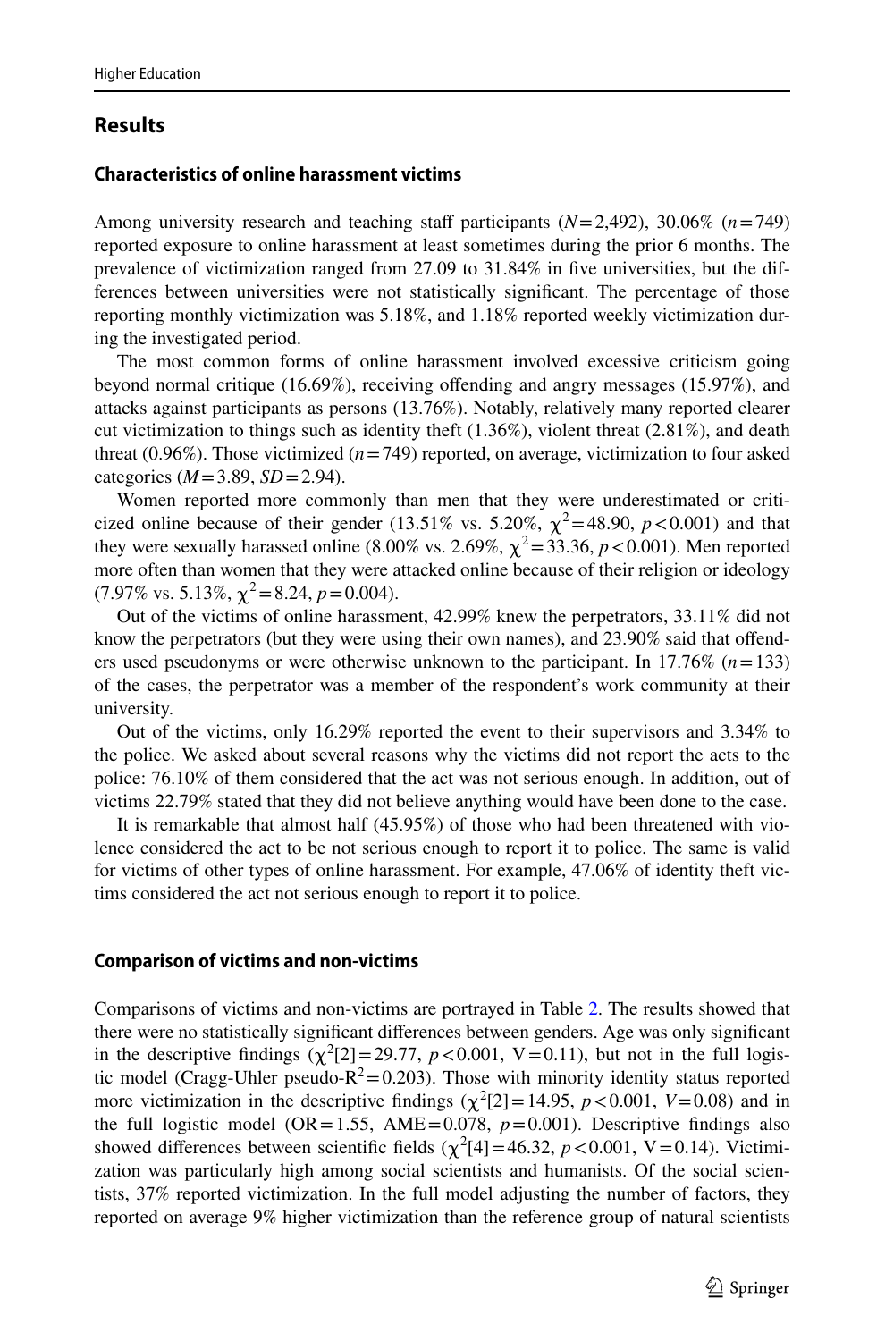## Results

### Characteristics of online harassment victims

Among university research and teaching staff participants ($N = 2{,}492$), 30.06% ($n = 749$) reported exposure to online harassment at least sometimes during the prior 6 months. The prevalence of victimization ranged from 27.09 to 31.84% in five universities, but the differences between universities were not statistically significant. The percentage of those reporting monthly victimization was 5.18%, and 1.18% reported weekly victimization during the investigated period.

The most common forms of online harassment involved excessive criticism going beyond normal critique (16.69%), receiving offending and angry messages (15.97%), and attacks against participants as persons (13.76%). Notably, relatively many reported clearer cut victimization to things such as identity theft (1.36%), violent threat (2.81%), and death threat (0.96%). Those victimized ($n = 749$) reported, on average, victimization to four asked categories ($M = 3.89$, $SD = 2.94$).

Women reported more commonly than men that they were underestimated or criticized online because of their gender (13.51% vs. 5.20%, $\chi^2 = 48.90$, $p < 0.001$) and that they were sexually harassed online (8.00% vs. 2.69%, $\chi^2 = 33.36$, $p < 0.001$). Men reported more often than women that they were attacked online because of their religion or ideology (7.97% vs. 5.13%, $\chi^2 = 8.24$, $p = 0.004$).

Out of the victims of online harassment, 42.99% knew the perpetrators, 33.11% did not know the perpetrators (but they were using their own names), and 23.90% said that offenders used pseudonyms or were otherwise unknown to the participant. In 17.76% ($n = 133$) of the cases, the perpetrator was a member of the respondent's work community at their university.

Out of the victims, only 16.29% reported the event to their supervisors and 3.34% to the police. We asked about several reasons why the victims did not report the acts to the police: 76.10% of them considered that the act was not serious enough. In addition, out of victims 22.79% stated that they did not believe anything would have been done to the case.

It is remarkable that almost half (45.95%) of those who had been threatened with violence considered the act to be not serious enough to report it to police. The same is valid for victims of other types of online harassment. For example, 47.06% of identity theft victims considered the act not serious enough to report it to police.

### Comparison of victims and non-victims

Comparisons of victims and non-victims are portrayed in Table 2. The results showed that there were no statistically significant differences between genders. Age was only significant in the descriptive findings ($\chi^2[2] = 29.77$, $p < 0.001$, $V = 0.11$), but not in the full logistic model (Cragg-Uhler pseudo-$R^2 = 0.203$). Those with minority identity status reported more victimization in the descriptive findings ($\chi^2[2] = 14.95$, $p < 0.001$, $V = 0.08$) and in the full logistic model (OR = 1.55, AME = 0.078, $p = 0.001$). Descriptive findings also showed differences between scientific fields ($\chi^2[4] = 46.32$, $p < 0.001$, $V = 0.14$). Victimization was particularly high among social scientists and humanists. Of the social scientists, 37% reported victimization. In the full model adjusting the number of factors, they reported on average 9% higher victimization than the reference group of natural scientists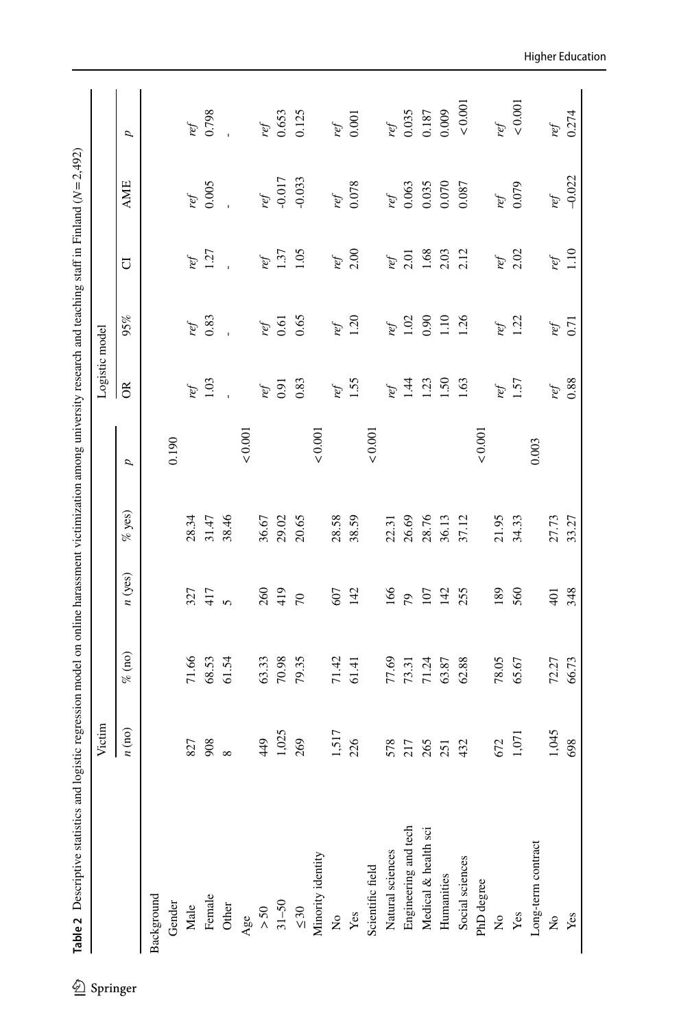**Table 2** Descriptive statistics and logistic regression model on online harassment victimization among university research and teaching staff in Finland (*N* = 2,492)

| | Victim | | | | | Logistic model | | | | |
|---|---|---|---|---|---|---|---|---|---|---|
| | *n* (no) | % (no) | *n* (yes) | % yes) | *p* | OR | 95% | CI | AME | *p* |
| Background | | | | | | | | | | |
| Gender | | | | | 0.190 | | | | | |
| Male | 827 | 71.66 | 327 | 28.34 | | *ref* | *ref* | *ref* | *ref* | *ref* |
| Female | 908 | 68.53 | 417 | 31.47 | | 1.03 | 0.83 | 1.27 | 0.005 | 0.798 |
| Other | 8 | 61.54 | 5 | 38.46 | | - | - | - | - | - |
| Age | | | | | < 0.001 | | | | | |
| > 50 | 449 | 63.33 | 260 | 36.67 | | *ref* | *ref* | *ref* | *ref* | *ref* |
| 31–50 | 1,025 | 70.98 | 419 | 29.02 | | 0.91 | 0.61 | 1.37 | -0.017 | 0.653 |
| ≤ 30 | 269 | 79.35 | 70 | 20.65 | | 0.83 | 0.65 | 1.05 | -0.033 | 0.125 |
| Minority identity | | | | | < 0.001 | | | | | |
| No | 1,517 | 71.42 | 607 | 28.58 | | *ref* | *ref* | *ref* | *ref* | *ref* |
| Yes | 226 | 61.41 | 142 | 38.59 | | 1.55 | 1.20 | 2.00 | 0.078 | 0.001 |
| Scientific field | | | | | < 0.001 | | | | | |
| Natural sciences | 578 | 77.69 | 166 | 22.31 | | *ref* | *ref* | *ref* | *ref* | *ref* |
| Engineering and tech | 217 | 73.31 | 79 | 26.69 | | 1.44 | 1.02 | 2.01 | 0.063 | 0.035 |
| Medical & health sci | 265 | 71.24 | 107 | 28.76 | | 1.23 | 0.90 | 1.68 | 0.035 | 0.187 |
| Humanities | 251 | 63.87 | 142 | 36.13 | | 1.50 | 1.10 | 2.03 | 0.070 | 0.009 |
| Social sciences | 432 | 62.88 | 255 | 37.12 | | 1.63 | 1.26 | 2.12 | 0.087 | < 0.001 |
| PhD degree | | | | | < 0.001 | | | | | |
| No | 672 | 78.05 | 189 | 21.95 | | *ref* | *ref* | *ref* | *ref* | *ref* |
| Yes | 1,071 | 65.67 | 560 | 34.33 | | 1.57 | 1.22 | 2.02 | 0.079 | < 0.001 |
| Long-term contract | | | | | 0.003 | | | | | |
| No | 1,045 | 72.27 | 401 | 27.73 | | *ref* | *ref* | *ref* | *ref* | *ref* |
| Yes | 698 | 66.73 | 348 | 33.27 | | 0.88 | 0.71 | 1.10 | –0.022 | 0.274 |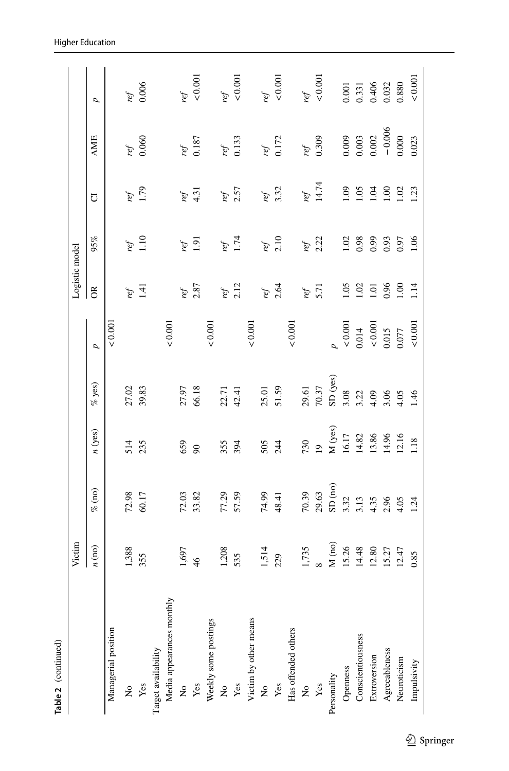**Table 2** (continued)

| | Victim | | | | | Logistic model | | | | |
|---|---|---|---|---|---|---|---|---|---|---|
| | *n* (no) | % (no) | *n* (yes) | % yes) | *p* | OR | 95% | CI | AME | *p* |
| Managerial position | | | | | < 0.001 | | | | | |
| No | 1,388 | 72.98 | 514 | 27.02 | | *ref* | *ref* | *ref* | *ref* | *ref* |
| Yes | 355 | 60.17 | 235 | 39.83 | | 1.41 | 1.10 | 1.79 | 0.060 | 0.006 |
| Target availability | | | | | | | | | | |
| Media appearances monthly | | | | | < 0.001 | | | | | |
| No | 1,697 | 72.03 | 659 | 27.97 | | *ref* | *ref* | *ref* | *ref* | *ref* |
| Yes | 46 | 33.82 | 90 | 66.18 | | 2.87 | 1.91 | 4.31 | 0.187 | < 0.001 |
| Weekly some postings | | | | | < 0.001 | | | | | |
| No | 1,208 | 77.29 | 355 | 22.71 | | *ref* | *ref* | *ref* | *ref* | *ref* |
| Yes | 535 | 57.59 | 394 | 42.41 | | 2.12 | 1.74 | 2.57 | 0.133 | < 0.001 |
| Victim by other means | | | | | < 0.001 | | | | | |
| No | 1,514 | 74.99 | 505 | 25.01 | | *ref* | *ref* | *ref* | *ref* | *ref* |
| Yes | 229 | 48.41 | 244 | 51.59 | | 2.64 | 2.10 | 3.32 | 0.172 | < 0.001 |
| Has offended others | | | | | < 0.001 | | | | | |
| No | 1,735 | 70.39 | 730 | 29.61 | | *ref* | *ref* | *ref* | *ref* | *ref* |
| Yes | 8 | 29.63 | 19 | 70.37 | | 5.71 | 2.22 | 14.74 | 0.309 | < 0.001 |
| Personality | M (no) | SD (no) | M (yes) | SD (yes) | *p* | | | | | |
| Openness | 15.26 | 3.32 | 16.17 | 3.08 | < 0.001 | 1.05 | 1.02 | 1.09 | 0.009 | 0.001 |
| Conscientiousness | 14.48 | 3.13 | 14.82 | 3.22 | 0.014 | 1.02 | 0.98 | 1.05 | 0.003 | 0.331 |
| Extroversion | 12.80 | 4.35 | 13.86 | 4.09 | < 0.001 | 1.01 | 0.99 | 1.04 | 0.002 | 0.406 |
| Agreeableness | 15.27 | 2.96 | 14.96 | 3.06 | 0.015 | 0.96 | 0.93 | 1.00 | −0.006 | 0.032 |
| Neuroticism | 12.47 | 4.05 | 12.16 | 4.05 | 0.077 | 1.00 | 0.97 | 1.02 | 0.000 | 0.880 |
| Impulsivity | 0.85 | 1.24 | 1.18 | 1.46 | < 0.001 | 1.14 | 1.06 | 1.23 | 0.023 | < 0.001 |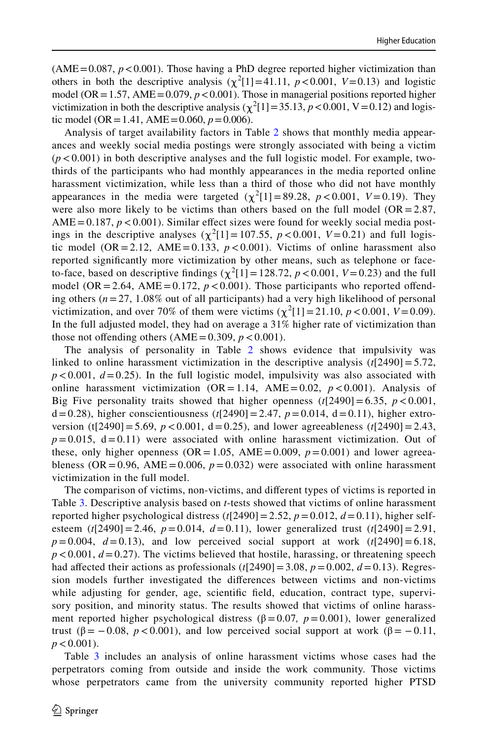(AME = 0.087, $p < 0.001$). Those having a PhD degree reported higher victimization than others in both the descriptive analysis ($\chi^2[1] = 41.11$, $p < 0.001$, $V = 0.13$) and logistic model (OR = 1.57, AME = 0.079, $p < 0.001$). Those in managerial positions reported higher victimization in both the descriptive analysis ($\chi^2[1] = 35.13$, $p < 0.001$, V = 0.12) and logistic model (OR = 1.41, AME = 0.060, $p = 0.006$).

Analysis of target availability factors in Table 2 shows that monthly media appearances and weekly social media postings were strongly associated with being a victim ($p < 0.001$) in both descriptive analyses and the full logistic model. For example, two-thirds of the participants who had monthly appearances in the media reported online harassment victimization, while less than a third of those who did not have monthly appearances in the media were targeted ($\chi^2[1] = 89.28$, $p < 0.001$, $V = 0.19$). They were also more likely to be victims than others based on the full model (OR = 2.87, AME = 0.187, $p < 0.001$). Similar effect sizes were found for weekly social media postings in the descriptive analyses ($\chi^2[1] = 107.55$, $p < 0.001$, $V = 0.21$) and full logistic model (OR = 2.12, AME = 0.133, $p < 0.001$). Victims of online harassment also reported significantly more victimization by other means, such as telephone or face-to-face, based on descriptive findings ($\chi^2[1] = 128.72$, $p < 0.001$, $V = 0.23$) and the full model (OR = 2.64, AME = 0.172, $p < 0.001$). Those participants who reported offending others ($n = 27$, 1.08% out of all participants) had a very high likelihood of personal victimization, and over 70% of them were victims ($\chi^2[1] = 21.10$, $p < 0.001$, $V = 0.09$). In the full adjusted model, they had on average a 31% higher rate of victimization than those not offending others (AME = 0.309, $p < 0.001$).

The analysis of personality in Table 2 shows evidence that impulsivity was linked to online harassment victimization in the descriptive analysis ($t[2490] = 5.72$, $p < 0.001$, $d = 0.25$). In the full logistic model, impulsivity was also associated with online harassment victimization (OR = 1.14, AME = 0.02, $p < 0.001$). Analysis of Big Five personality traits showed that higher openness ($t[2490] = 6.35$, $p < 0.001$, d = 0.28), higher conscientiousness ($t[2490] = 2.47$, $p = 0.014$, d = 0.11), higher extroversion (t[2490] = 5.69, $p < 0.001$, d = 0.25), and lower agreeableness ($t[2490] = 2.43$, $p = 0.015$, d = 0.11) were associated with online harassment victimization. Out of these, only higher openness (OR = 1.05, AME = 0.009, $p = 0.001$) and lower agreeableness (OR = 0.96, AME = 0.006, $p = 0.032$) were associated with online harassment victimization in the full model.

The comparison of victims, non-victims, and different types of victims is reported in Table 3. Descriptive analysis based on *t*-tests showed that victims of online harassment reported higher psychological distress ($t[2490] = 2.52$, $p = 0.012$, $d = 0.11$), higher self-esteem ($t[2490] = 2.46$, $p = 0.014$, $d = 0.11$), lower generalized trust ($t[2490] = 2.91$, $p = 0.004$, $d = 0.13$), and low perceived social support at work ($t[2490] = 6.18$, $p < 0.001$, $d = 0.27$). The victims believed that hostile, harassing, or threatening speech had affected their actions as professionals ($t[2490] = 3.08$, $p = 0.002$, $d = 0.13$). Regression models further investigated the differences between victims and non-victims while adjusting for gender, age, scientific field, education, contract type, supervisory position, and minority status. The results showed that victims of online harassment reported higher psychological distress ($\beta = 0.07$, $p = 0.001$), lower generalized trust ($\beta = -0.08$, $p < 0.001$), and low perceived social support at work ($\beta = -0.11$, $p < 0.001$).

Table 3 includes an analysis of online harassment victims whose cases had the perpetrators coming from outside and inside the work community. Those victims whose perpetrators came from the university community reported higher PTSD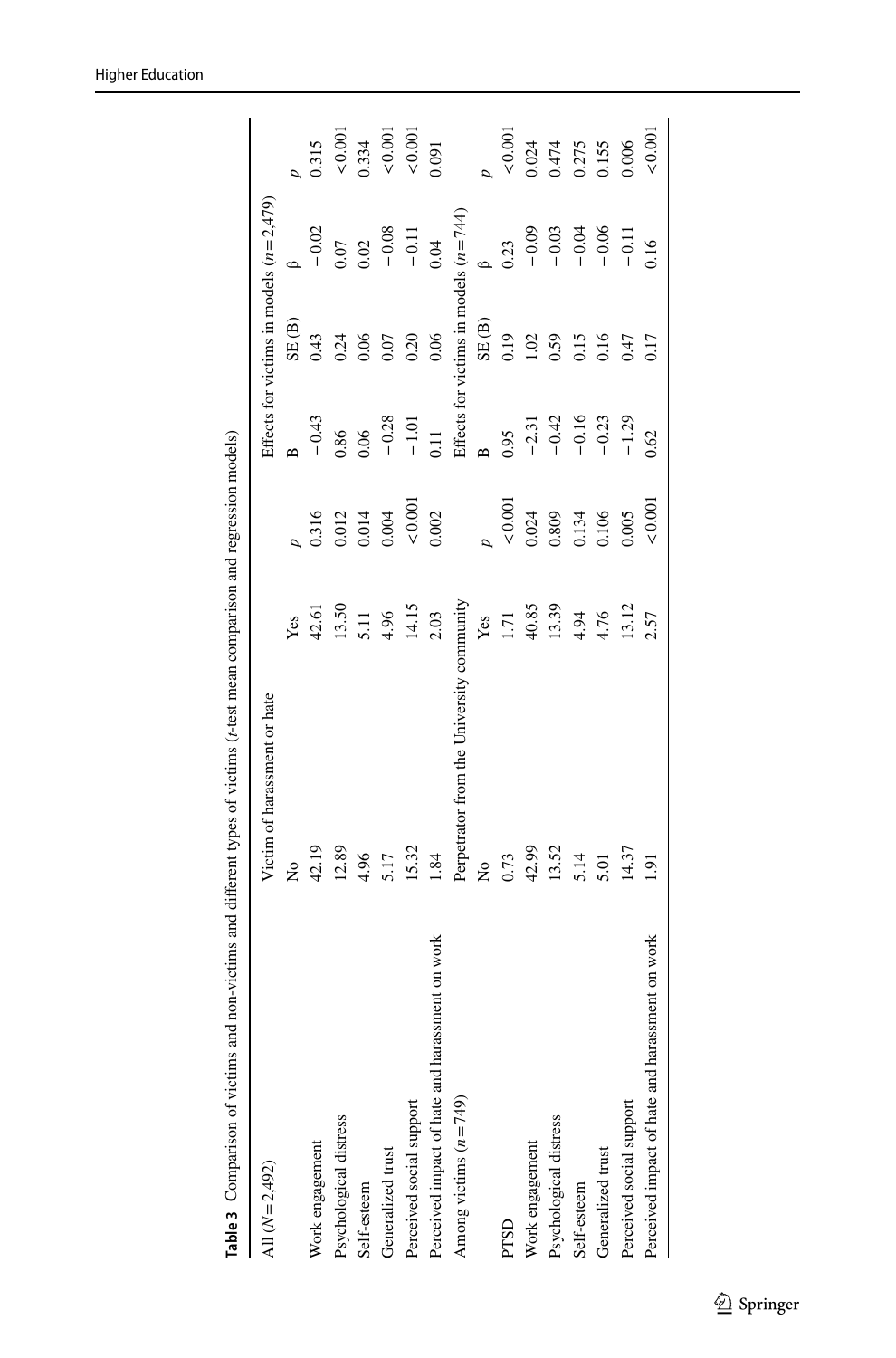**Table 3** Comparison of victims and non-victims and different types of victims (*t*-test mean comparison and regression models)

| All ($N=2{,}492$) | Victim of harassment or hate | | | Effects for victims in models ($n=2{,}479$) | | | |
|---|---|---|---|---|---|---|---|
| | No | Yes | *p* | B | SE (B) | β | *p* |
| Work engagement | 42.19 | 42.61 | 0.316 | −0.43 | 0.43 | −0.02 | 0.315 |
| Psychological distress | 12.89 | 13.50 | 0.012 | 0.86 | 0.24 | 0.07 | <0.001 |
| Self-esteem | 4.96 | 5.11 | 0.014 | 0.06 | 0.06 | 0.02 | 0.334 |
| Generalized trust | 5.17 | 4.96 | 0.004 | −0.28 | 0.07 | −0.08 | <0.001 |
| Perceived social support | 15.32 | 14.15 | <0.001 | −1.01 | 0.20 | −0.11 | <0.001 |
| Perceived impact of hate and harassment on work | 1.84 | 2.03 | 0.002 | 0.11 | 0.06 | 0.04 | 0.091 |
| Among victims ($n=749$) | Perpetrator from the University community | | | Effects for victims in models ($n=744$) | | | |
| | No | Yes | *p* | B | SE (B) | β | *p* |
| PTSD | 0.73 | 1.71 | <0.001 | 0.95 | 0.19 | 0.23 | <0.001 |
| Work engagement | 42.99 | 40.85 | 0.024 | −2.31 | 1.02 | −0.09 | 0.024 |
| Psychological distress | 13.52 | 13.39 | 0.809 | −0.42 | 0.59 | −0.03 | 0.474 |
| Self-esteem | 5.14 | 4.94 | 0.134 | −0.16 | 0.15 | −0.04 | 0.275 |
| Generalized trust | 5.01 | 4.76 | 0.106 | −0.23 | 0.16 | −0.06 | 0.155 |
| Perceived social support | 14.37 | 13.12 | 0.005 | −1.29 | 0.47 | −0.11 | 0.006 |
| Perceived impact of hate and harassment on work | 1.91 | 2.57 | <0.001 | 0.62 | 0.17 | 0.16 | <0.001 |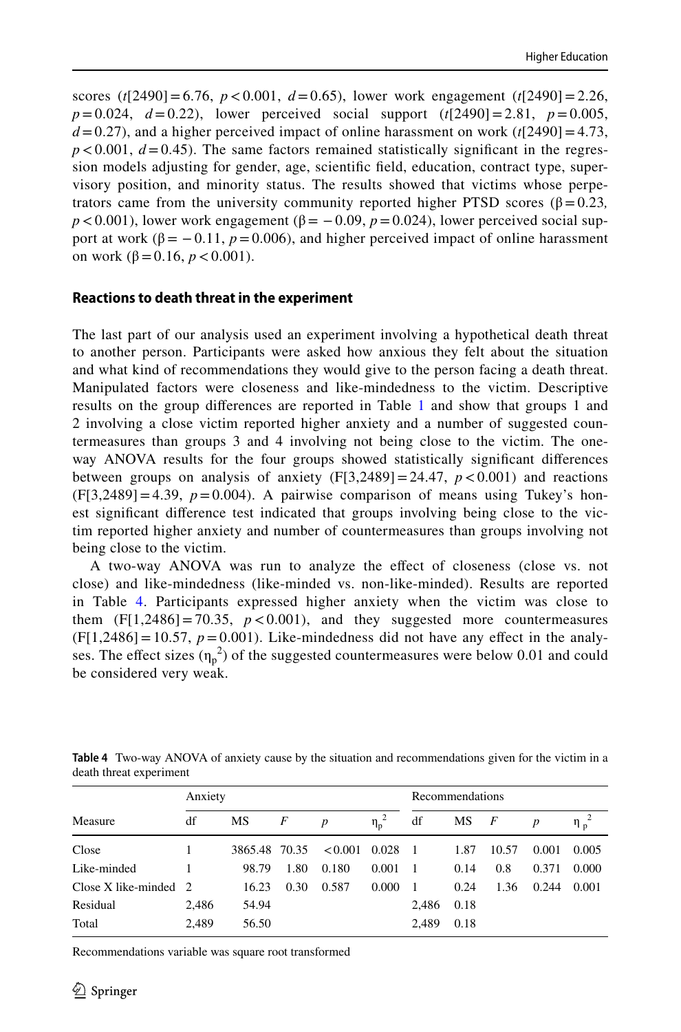scores ($t$[2490] = 6.76, $p < 0.001$, $d = 0.65$), lower work engagement ($t$[2490] = 2.26, $p = 0.024$, $d = 0.22$), lower perceived social support ($t$[2490] = 2.81, $p = 0.005$, $d = 0.27$), and a higher perceived impact of online harassment on work ($t$[2490] = 4.73, $p < 0.001$, $d = 0.45$). The same factors remained statistically significant in the regression models adjusting for gender, age, scientific field, education, contract type, supervisory position, and minority status. The results showed that victims whose perpetrators came from the university community reported higher PTSD scores ($\beta = 0.23$, $p < 0.001$), lower work engagement ($\beta = -0.09$, $p = 0.024$), lower perceived social support at work ($\beta = -0.11$, $p = 0.006$), and higher perceived impact of online harassment on work ($\beta = 0.16$, $p < 0.001$).

### Reactions to death threat in the experiment

The last part of our analysis used an experiment involving a hypothetical death threat to another person. Participants were asked how anxious they felt about the situation and what kind of recommendations they would give to the person facing a death threat. Manipulated factors were closeness and like-mindedness to the victim. Descriptive results on the group differences are reported in Table 1 and show that groups 1 and 2 involving a close victim reported higher anxiety and a number of suggested countermeasures than groups 3 and 4 involving not being close to the victim. The one-way ANOVA results for the four groups showed statistically significant differences between groups on analysis of anxiety (F[3,2489] = 24.47, $p < 0.001$) and reactions (F[3,2489] = 4.39, $p = 0.004$). A pairwise comparison of means using Tukey's honest significant difference test indicated that groups involving being close to the victim reported higher anxiety and number of countermeasures than groups involving not being close to the victim.

A two-way ANOVA was run to analyze the effect of closeness (close vs. not close) and like-mindedness (like-minded vs. non-like-minded). Results are reported in Table 4. Participants expressed higher anxiety when the victim was close to them (F[1,2486] = 70.35, $p < 0.001$), and they suggested more countermeasures (F[1,2486] = 10.57, $p = 0.001$). Like-mindedness did not have any effect in the analyses. The effect sizes ($\eta_p^2$) of the suggested countermeasures were below 0.01 and could be considered very weak.

**Table 4** Two-way ANOVA of anxiety cause by the situation and recommendations given for the victim in a death threat experiment

| Measure | Anxiety | | | | | Recommendations | | | | |
|---|---|---|---|---|---|---|---|---|---|---|
| | df | MS | $F$ | $p$ | $\eta_p^2$ | df | MS | $F$ | $p$ | $\eta_p^2$ |
| Close | 1 | 3865.48 | 70.35 | < 0.001 | 0.028 | 1 | 1.87 | 10.57 | 0.001 | 0.005 |
| Like-minded | 1 | 98.79 | 1.80 | 0.180 | 0.001 | 1 | 0.14 | 0.8 | 0.371 | 0.000 |
| Close X like-minded | 2 | 16.23 | 0.30 | 0.587 | 0.000 | 1 | 0.24 | 1.36 | 0.244 | 0.001 |
| Residual | 2,486 | 54.94 | | | | 2,486 | 0.18 | | | |
| Total | 2,489 | 56.50 | | | | 2,489 | 0.18 | | | |

Recommendations variable was square root transformed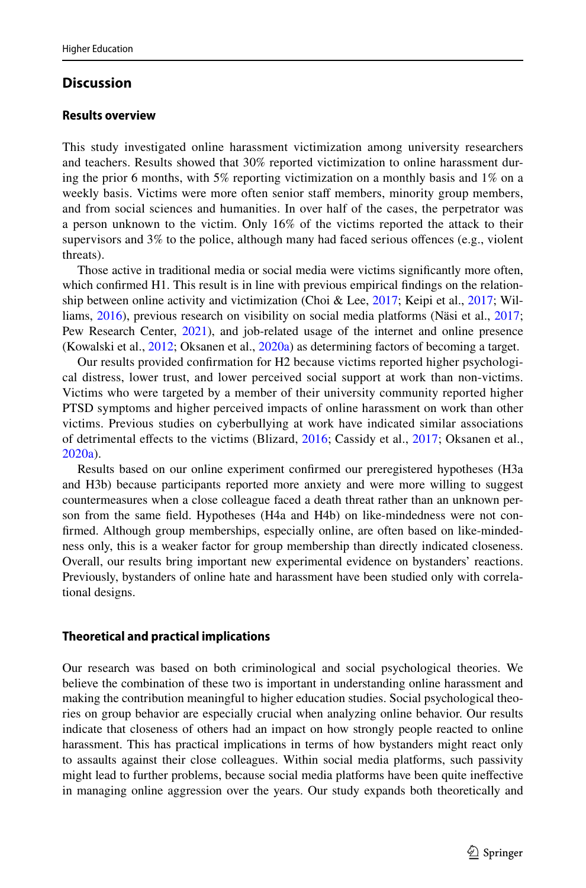## Discussion

### Results overview

This study investigated online harassment victimization among university researchers and teachers. Results showed that 30% reported victimization to online harassment during the prior 6 months, with 5% reporting victimization on a monthly basis and 1% on a weekly basis. Victims were more often senior staff members, minority group members, and from social sciences and humanities. In over half of the cases, the perpetrator was a person unknown to the victim. Only 16% of the victims reported the attack to their supervisors and 3% to the police, although many had faced serious offences (e.g., violent threats).

Those active in traditional media or social media were victims significantly more often, which confirmed H1. This result is in line with previous empirical findings on the relationship between online activity and victimization (Choi & Lee, 2017; Keipi et al., 2017; Williams, 2016), previous research on visibility on social media platforms (Näsi et al., 2017; Pew Research Center, 2021), and job-related usage of the internet and online presence (Kowalski et al., 2012; Oksanen et al., 2020a) as determining factors of becoming a target.

Our results provided confirmation for H2 because victims reported higher psychological distress, lower trust, and lower perceived social support at work than non-victims. Victims who were targeted by a member of their university community reported higher PTSD symptoms and higher perceived impacts of online harassment on work than other victims. Previous studies on cyberbullying at work have indicated similar associations of detrimental effects to the victims (Blizard, 2016; Cassidy et al., 2017; Oksanen et al., 2020a).

Results based on our online experiment confirmed our preregistered hypotheses (H3a and H3b) because participants reported more anxiety and were more willing to suggest countermeasures when a close colleague faced a death threat rather than an unknown person from the same field. Hypotheses (H4a and H4b) on like-mindedness were not confirmed. Although group memberships, especially online, are often based on like-mindedness only, this is a weaker factor for group membership than directly indicated closeness. Overall, our results bring important new experimental evidence on bystanders' reactions. Previously, bystanders of online hate and harassment have been studied only with correlational designs.

### Theoretical and practical implications

Our research was based on both criminological and social psychological theories. We believe the combination of these two is important in understanding online harassment and making the contribution meaningful to higher education studies. Social psychological theories on group behavior are especially crucial when analyzing online behavior. Our results indicate that closeness of others had an impact on how strongly people reacted to online harassment. This has practical implications in terms of how bystanders might react only to assaults against their close colleagues. Within social media platforms, such passivity might lead to further problems, because social media platforms have been quite ineffective in managing online aggression over the years. Our study expands both theoretically and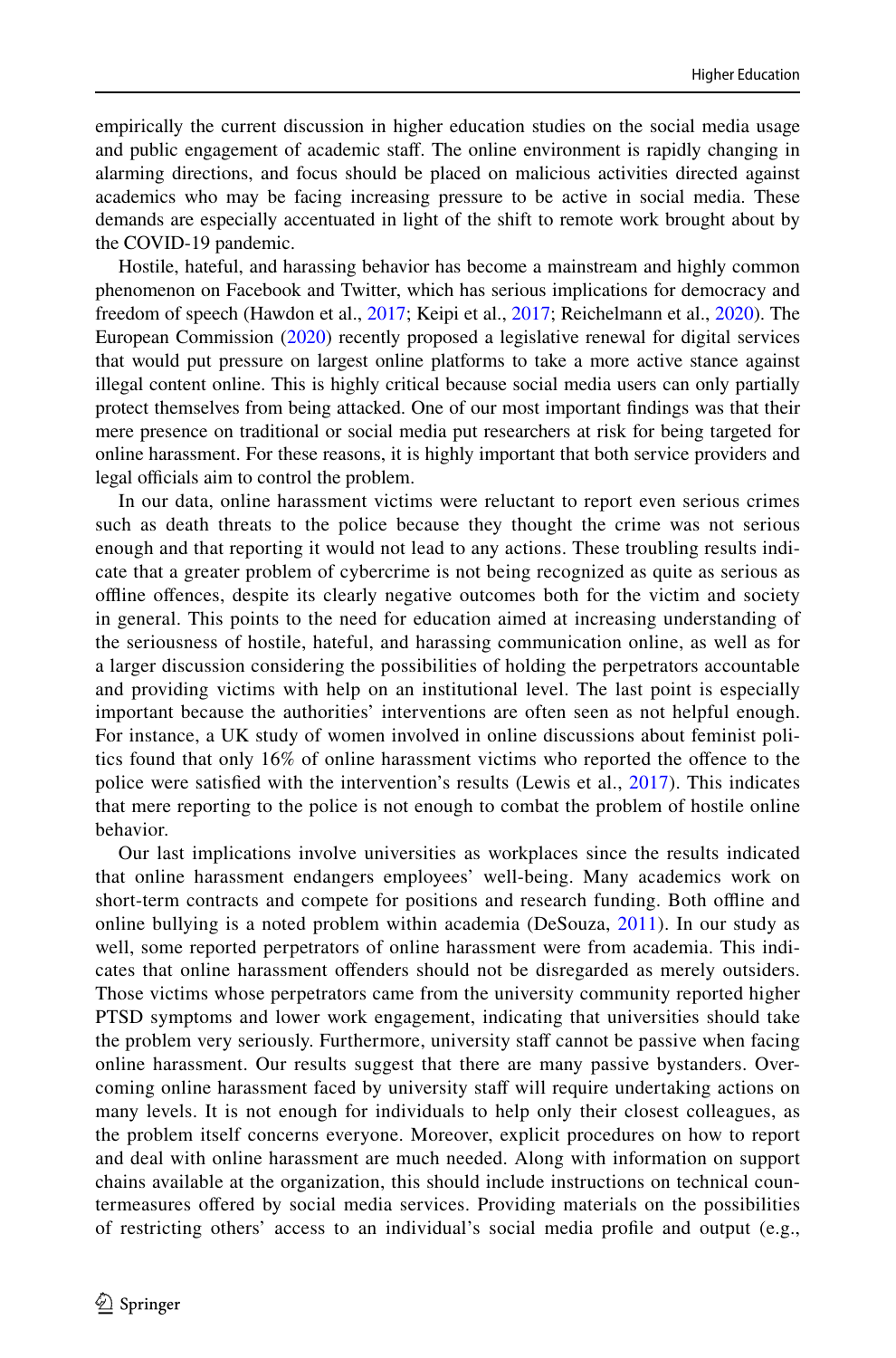empirically the current discussion in higher education studies on the social media usage and public engagement of academic staff. The online environment is rapidly changing in alarming directions, and focus should be placed on malicious activities directed against academics who may be facing increasing pressure to be active in social media. These demands are especially accentuated in light of the shift to remote work brought about by the COVID-19 pandemic.

Hostile, hateful, and harassing behavior has become a mainstream and highly common phenomenon on Facebook and Twitter, which has serious implications for democracy and freedom of speech (Hawdon et al., 2017; Keipi et al., 2017; Reichelmann et al., 2020). The European Commission (2020) recently proposed a legislative renewal for digital services that would put pressure on largest online platforms to take a more active stance against illegal content online. This is highly critical because social media users can only partially protect themselves from being attacked. One of our most important findings was that their mere presence on traditional or social media put researchers at risk for being targeted for online harassment. For these reasons, it is highly important that both service providers and legal officials aim to control the problem.

In our data, online harassment victims were reluctant to report even serious crimes such as death threats to the police because they thought the crime was not serious enough and that reporting it would not lead to any actions. These troubling results indicate that a greater problem of cybercrime is not being recognized as quite as serious as offline offences, despite its clearly negative outcomes both for the victim and society in general. This points to the need for education aimed at increasing understanding of the seriousness of hostile, hateful, and harassing communication online, as well as for a larger discussion considering the possibilities of holding the perpetrators accountable and providing victims with help on an institutional level. The last point is especially important because the authorities' interventions are often seen as not helpful enough. For instance, a UK study of women involved in online discussions about feminist politics found that only 16% of online harassment victims who reported the offence to the police were satisfied with the intervention's results (Lewis et al., 2017). This indicates that mere reporting to the police is not enough to combat the problem of hostile online behavior.

Our last implications involve universities as workplaces since the results indicated that online harassment endangers employees' well-being. Many academics work on short-term contracts and compete for positions and research funding. Both offline and online bullying is a noted problem within academia (DeSouza, 2011). In our study as well, some reported perpetrators of online harassment were from academia. This indicates that online harassment offenders should not be disregarded as merely outsiders. Those victims whose perpetrators came from the university community reported higher PTSD symptoms and lower work engagement, indicating that universities should take the problem very seriously. Furthermore, university staff cannot be passive when facing online harassment. Our results suggest that there are many passive bystanders. Overcoming online harassment faced by university staff will require undertaking actions on many levels. It is not enough for individuals to help only their closest colleagues, as the problem itself concerns everyone. Moreover, explicit procedures on how to report and deal with online harassment are much needed. Along with information on support chains available at the organization, this should include instructions on technical countermeasures offered by social media services. Providing materials on the possibilities of restricting others' access to an individual's social media profile and output (e.g.,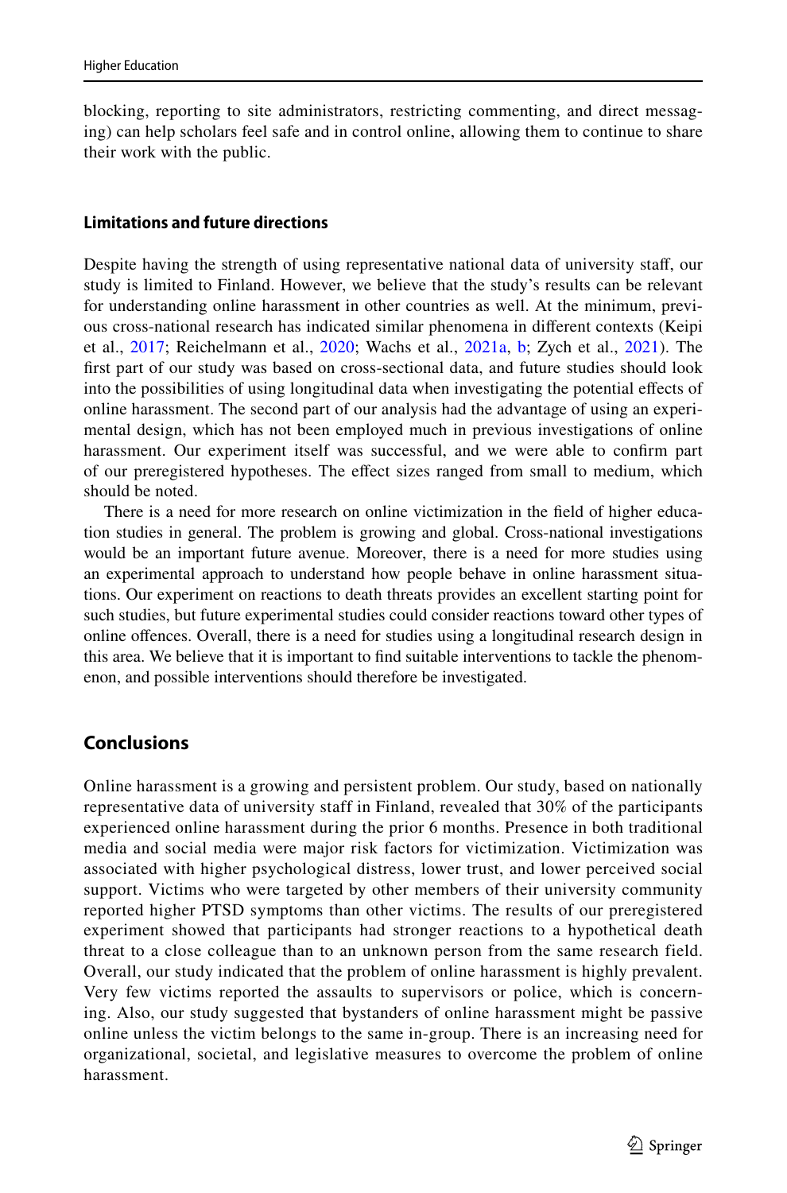blocking, reporting to site administrators, restricting commenting, and direct messaging) can help scholars feel safe and in control online, allowing them to continue to share their work with the public.

### Limitations and future directions

Despite having the strength of using representative national data of university staff, our study is limited to Finland. However, we believe that the study's results can be relevant for understanding online harassment in other countries as well. At the minimum, previous cross-national research has indicated similar phenomena in different contexts (Keipi et al., 2017; Reichelmann et al., 2020; Wachs et al., 2021a, b; Zych et al., 2021). The first part of our study was based on cross-sectional data, and future studies should look into the possibilities of using longitudinal data when investigating the potential effects of online harassment. The second part of our analysis had the advantage of using an experimental design, which has not been employed much in previous investigations of online harassment. Our experiment itself was successful, and we were able to confirm part of our preregistered hypotheses. The effect sizes ranged from small to medium, which should be noted.

There is a need for more research on online victimization in the field of higher education studies in general. The problem is growing and global. Cross-national investigations would be an important future avenue. Moreover, there is a need for more studies using an experimental approach to understand how people behave in online harassment situations. Our experiment on reactions to death threats provides an excellent starting point for such studies, but future experimental studies could consider reactions toward other types of online offences. Overall, there is a need for studies using a longitudinal research design in this area. We believe that it is important to find suitable interventions to tackle the phenomenon, and possible interventions should therefore be investigated.

## Conclusions

Online harassment is a growing and persistent problem. Our study, based on nationally representative data of university staff in Finland, revealed that 30% of the participants experienced online harassment during the prior 6 months. Presence in both traditional media and social media were major risk factors for victimization. Victimization was associated with higher psychological distress, lower trust, and lower perceived social support. Victims who were targeted by other members of their university community reported higher PTSD symptoms than other victims. The results of our preregistered experiment showed that participants had stronger reactions to a hypothetical death threat to a close colleague than to an unknown person from the same research field. Overall, our study indicated that the problem of online harassment is highly prevalent. Very few victims reported the assaults to supervisors or police, which is concerning. Also, our study suggested that bystanders of online harassment might be passive online unless the victim belongs to the same in-group. There is an increasing need for organizational, societal, and legislative measures to overcome the problem of online harassment.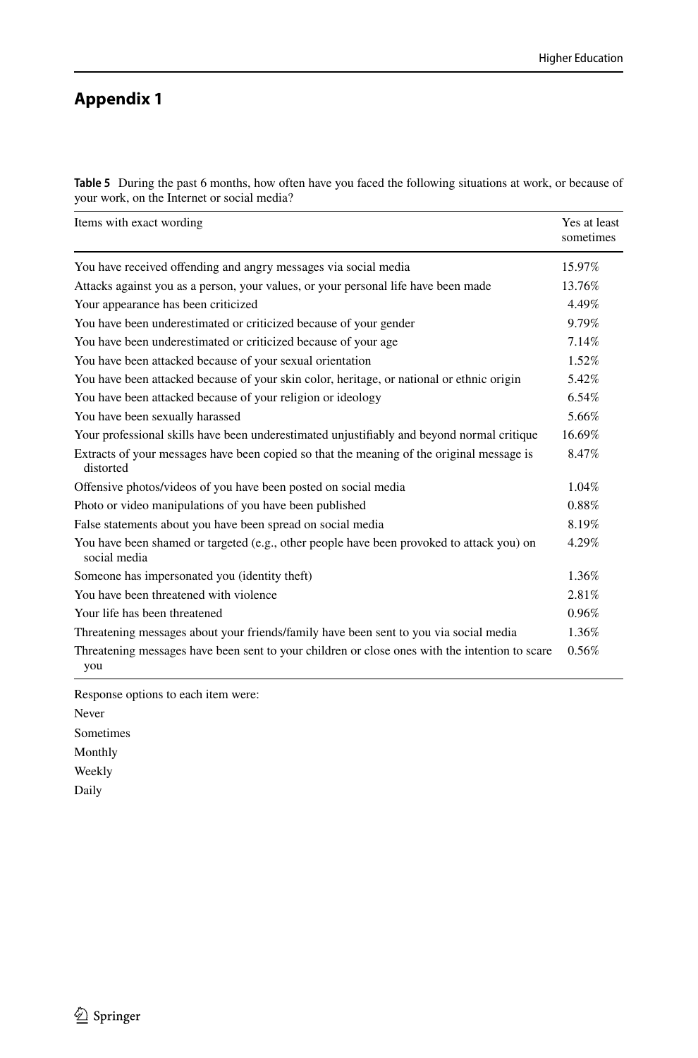## Appendix 1

**Table 5** During the past 6 months, how often have you faced the following situations at work, or because of your work, on the Internet or social media?

| Items with exact wording | Yes at least sometimes |
|---|---|
| You have received offending and angry messages via social media | 15.97% |
| Attacks against you as a person, your values, or your personal life have been made | 13.76% |
| Your appearance has been criticized | 4.49% |
| You have been underestimated or criticized because of your gender | 9.79% |
| You have been underestimated or criticized because of your age | 7.14% |
| You have been attacked because of your sexual orientation | 1.52% |
| You have been attacked because of your skin color, heritage, or national or ethnic origin | 5.42% |
| You have been attacked because of your religion or ideology | 6.54% |
| You have been sexually harassed | 5.66% |
| Your professional skills have been underestimated unjustifiably and beyond normal critique | 16.69% |
| Extracts of your messages have been copied so that the meaning of the original message is distorted | 8.47% |
| Offensive photos/videos of you have been posted on social media | 1.04% |
| Photo or video manipulations of you have been published | 0.88% |
| False statements about you have been spread on social media | 8.19% |
| You have been shamed or targeted (e.g., other people have been provoked to attack you) on social media | 4.29% |
| Someone has impersonated you (identity theft) | 1.36% |
| You have been threatened with violence | 2.81% |
| Your life has been threatened | 0.96% |
| Threatening messages about your friends/family have been sent to you via social media | 1.36% |
| Threatening messages have been sent to your children or close ones with the intention to scare you | 0.56% |

Response options to each item were:

Never

Sometimes

Monthly

Weekly

Daily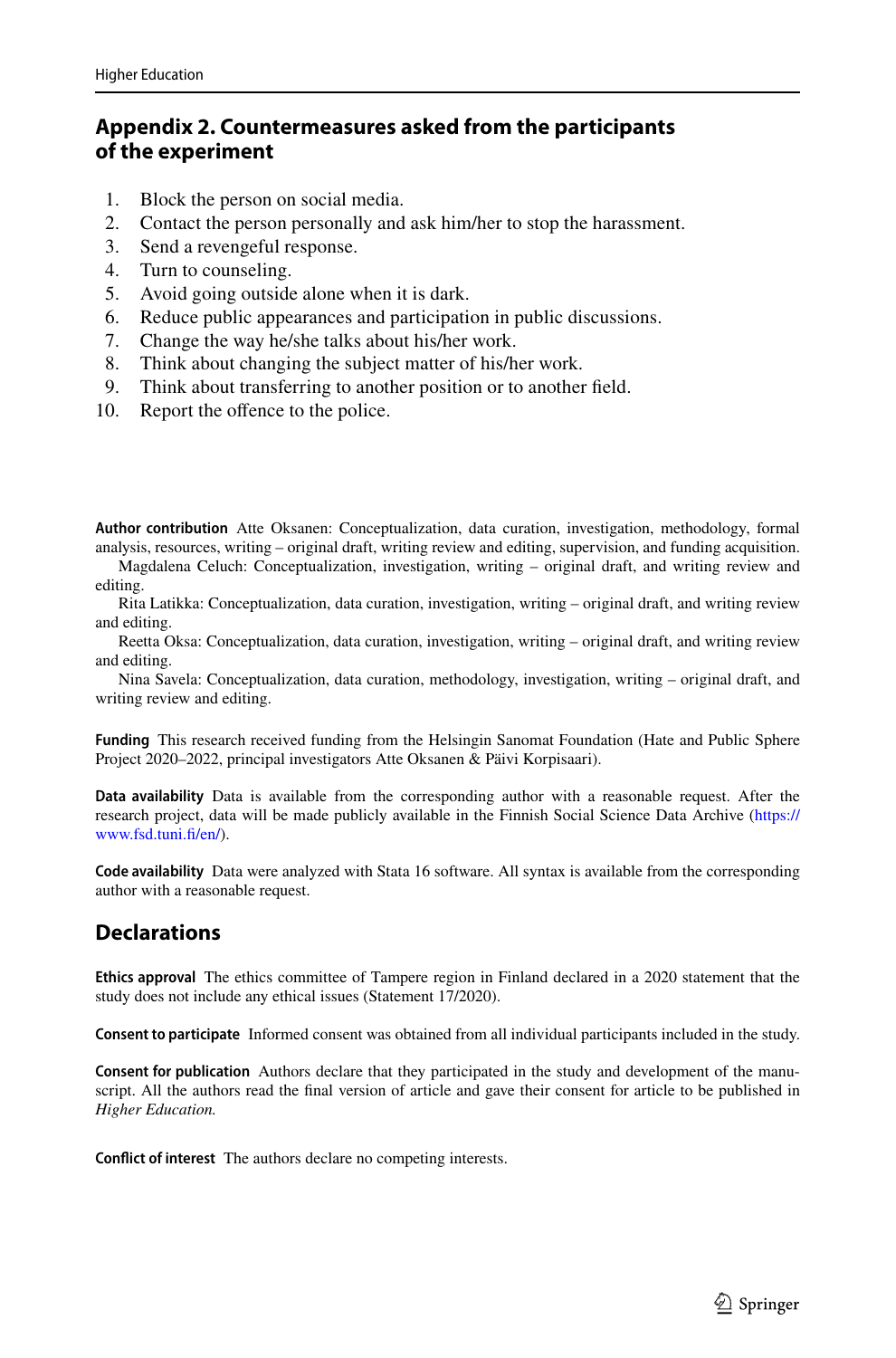## Appendix 2. Countermeasures asked from the participants of the experiment

1. Block the person on social media.
2. Contact the person personally and ask him/her to stop the harassment.
3. Send a revengeful response.
4. Turn to counseling.
5. Avoid going outside alone when it is dark.
6. Reduce public appearances and participation in public discussions.
7. Change the way he/she talks about his/her work.
8. Think about changing the subject matter of his/her work.
9. Think about transferring to another position or to another field.
10. Report the offence to the police.

**Author contribution** Atte Oksanen: Conceptualization, data curation, investigation, methodology, formal analysis, resources, writing – original draft, writing review and editing, supervision, and funding acquisition.

Magdalena Celuch: Conceptualization, investigation, writing – original draft, and writing review and editing.

Rita Latikka: Conceptualization, data curation, investigation, writing – original draft, and writing review and editing.

Reetta Oksa: Conceptualization, data curation, investigation, writing – original draft, and writing review and editing.

Nina Savela: Conceptualization, data curation, methodology, investigation, writing – original draft, and writing review and editing.

**Funding** This research received funding from the Helsingin Sanomat Foundation (Hate and Public Sphere Project 2020–2022, principal investigators Atte Oksanen & Päivi Korpisaari).

**Data availability** Data is available from the corresponding author with a reasonable request. After the research project, data will be made publicly available in the Finnish Social Science Data Archive (https://www.fsd.tuni.fi/en/).

**Code availability** Data were analyzed with Stata 16 software. All syntax is available from the corresponding author with a reasonable request.

## Declarations

**Ethics approval** The ethics committee of Tampere region in Finland declared in a 2020 statement that the study does not include any ethical issues (Statement 17/2020).

**Consent to participate** Informed consent was obtained from all individual participants included in the study.

**Consent for publication** Authors declare that they participated in the study and development of the manuscript. All the authors read the final version of article and gave their consent for article to be published in *Higher Education.*

**Conflict of interest** The authors declare no competing interests.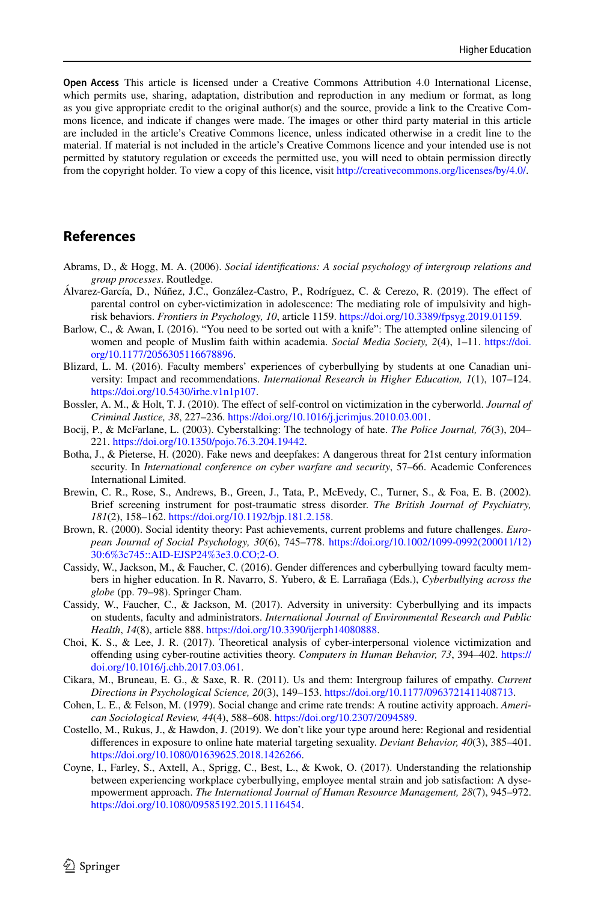**Open Access** This article is licensed under a Creative Commons Attribution 4.0 International License, which permits use, sharing, adaptation, distribution and reproduction in any medium or format, as long as you give appropriate credit to the original author(s) and the source, provide a link to the Creative Commons licence, and indicate if changes were made. The images or other third party material in this article are included in the article's Creative Commons licence, unless indicated otherwise in a credit line to the material. If material is not included in the article's Creative Commons licence and your intended use is not permitted by statutory regulation or exceeds the permitted use, you will need to obtain permission directly from the copyright holder. To view a copy of this licence, visit http://creativecommons.org/licenses/by/4.0/.

## References

Abrams, D., & Hogg, M. A. (2006). *Social identifications: A social psychology of intergroup relations and group processes*. Routledge.

Álvarez-García, D., Núñez, J.C., González-Castro, P., Rodríguez, C. & Cerezo, R. (2019). The effect of parental control on cyber-victimization in adolescence: The mediating role of impulsivity and high-risk behaviors. *Frontiers in Psychology, 10*, article 1159. https://doi.org/10.3389/fpsyg.2019.01159.

Barlow, C., & Awan, I. (2016). "You need to be sorted out with a knife": The attempted online silencing of women and people of Muslim faith within academia. *Social Media Society, 2*(4), 1–11. https://doi.org/10.1177/2056305116678896.

Blizard, L. M. (2016). Faculty members' experiences of cyberbullying by students at one Canadian university: Impact and recommendations. *International Research in Higher Education, 1*(1), 107–124. https://doi.org/10.5430/irhe.v1n1p107.

Bossler, A. M., & Holt, T. J. (2010). The effect of self-control on victimization in the cyberworld. *Journal of Criminal Justice, 38*, 227–236. https://doi.org/10.1016/j.jcrimjus.2010.03.001.

Bocij, P., & McFarlane, L. (2003). Cyberstalking: The technology of hate. *The Police Journal, 76*(3), 204–221. https://doi.org/10.1350/pojo.76.3.204.19442.

Botha, J., & Pieterse, H. (2020). Fake news and deepfakes: A dangerous threat for 21st century information security. In *International conference on cyber warfare and security*, 57–66. Academic Conferences International Limited.

Brewin, C. R., Rose, S., Andrews, B., Green, J., Tata, P., McEvedy, C., Turner, S., & Foa, E. B. (2002). Brief screening instrument for post-traumatic stress disorder. *The British Journal of Psychiatry, 181*(2), 158–162. https://doi.org/10.1192/bjp.181.2.158.

Brown, R. (2000). Social identity theory: Past achievements, current problems and future challenges. *European Journal of Social Psychology, 30*(6), 745–778. https://doi.org/10.1002/1099-0992(200011/12)30:6%3c745::AID-EJSP24%3e3.0.CO;2-O.

Cassidy, W., Jackson, M., & Faucher, C. (2016). Gender differences and cyberbullying toward faculty members in higher education. In R. Navarro, S. Yubero, & E. Larrañaga (Eds.), *Cyberbullying across the globe* (pp. 79–98). Springer Cham.

Cassidy, W., Faucher, C., & Jackson, M. (2017). Adversity in university: Cyberbullying and its impacts on students, faculty and administrators. *International Journal of Environmental Research and Public Health*, *14*(8), article 888. https://doi.org/10.3390/ijerph14080888.

Choi, K. S., & Lee, J. R. (2017). Theoretical analysis of cyber-interpersonal violence victimization and offending using cyber-routine activities theory. *Computers in Human Behavior, 73*, 394–402. https://doi.org/10.1016/j.chb.2017.03.061.

Cikara, M., Bruneau, E. G., & Saxe, R. R. (2011). Us and them: Intergroup failures of empathy. *Current Directions in Psychological Science, 20*(3), 149–153. https://doi.org/10.1177/0963721411408713.

Cohen, L. E., & Felson, M. (1979). Social change and crime rate trends: A routine activity approach. *American Sociological Review, 44*(4), 588–608. https://doi.org/10.2307/2094589.

Costello, M., Rukus, J., & Hawdon, J. (2019). We don't like your type around here: Regional and residential differences in exposure to online hate material targeting sexuality. *Deviant Behavior, 40*(3), 385–401. https://doi.org/10.1080/01639625.2018.1426266.

Coyne, I., Farley, S., Axtell, A., Sprigg, C., Best, L., & Kwok, O. (2017). Understanding the relationship between experiencing workplace cyberbullying, employee mental strain and job satisfaction: A dysempowerment approach. *The International Journal of Human Resource Management, 28*(7), 945–972. https://doi.org/10.1080/09585192.2015.1116454.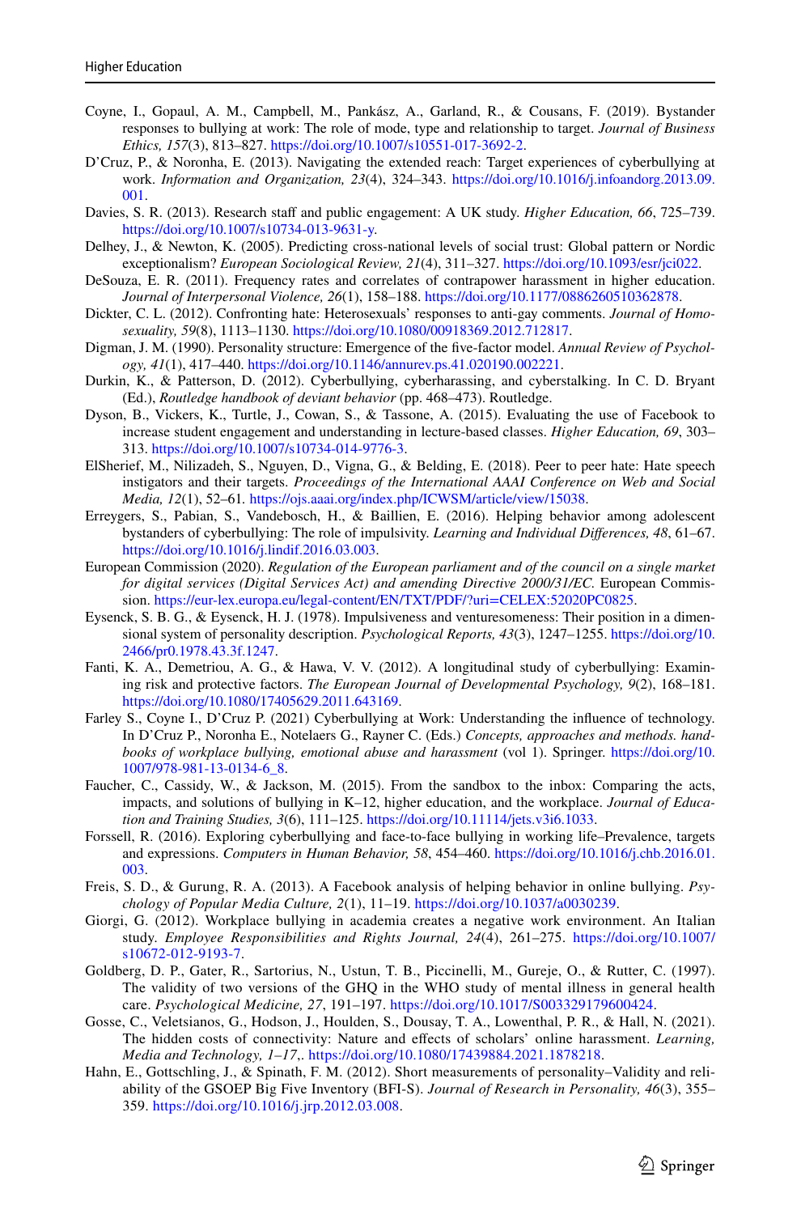Coyne, I., Gopaul, A. M., Campbell, M., Pankász, A., Garland, R., & Cousans, F. (2019). Bystander responses to bullying at work: The role of mode, type and relationship to target. *Journal of Business Ethics, 157*(3), 813–827. https://doi.org/10.1007/s10551-017-3692-2.

D'Cruz, P., & Noronha, E. (2013). Navigating the extended reach: Target experiences of cyberbullying at work. *Information and Organization, 23*(4), 324–343. https://doi.org/10.1016/j.infoandorg.2013.09.001.

Davies, S. R. (2013). Research staff and public engagement: A UK study. *Higher Education, 66*, 725–739. https://doi.org/10.1007/s10734-013-9631-y.

Delhey, J., & Newton, K. (2005). Predicting cross-national levels of social trust: Global pattern or Nordic exceptionalism? *European Sociological Review, 21*(4), 311–327. https://doi.org/10.1093/esr/jci022.

DeSouza, E. R. (2011). Frequency rates and correlates of contrapower harassment in higher education. *Journal of Interpersonal Violence, 26*(1), 158–188. https://doi.org/10.1177/0886260510362878.

Dickter, C. L. (2012). Confronting hate: Heterosexuals' responses to anti-gay comments. *Journal of Homosexuality, 59*(8), 1113–1130. https://doi.org/10.1080/00918369.2012.712817.

Digman, J. M. (1990). Personality structure: Emergence of the five-factor model. *Annual Review of Psychology, 41*(1), 417–440. https://doi.org/10.1146/annurev.ps.41.020190.002221.

Durkin, K., & Patterson, D. (2012). Cyberbullying, cyberharassing, and cyberstalking. In C. D. Bryant (Ed.), *Routledge handbook of deviant behavior* (pp. 468–473). Routledge.

Dyson, B., Vickers, K., Turtle, J., Cowan, S., & Tassone, A. (2015). Evaluating the use of Facebook to increase student engagement and understanding in lecture-based classes. *Higher Education, 69*, 303–313. https://doi.org/10.1007/s10734-014-9776-3.

ElSherief, M., Nilizadeh, S., Nguyen, D., Vigna, G., & Belding, E. (2018). Peer to peer hate: Hate speech instigators and their targets. *Proceedings of the International AAAI Conference on Web and Social Media, 12*(1), 52–61. https://ojs.aaai.org/index.php/ICWSM/article/view/15038.

Erreygers, S., Pabian, S., Vandebosch, H., & Baillien, E. (2016). Helping behavior among adolescent bystanders of cyberbullying: The role of impulsivity. *Learning and Individual Differences, 48*, 61–67. https://doi.org/10.1016/j.lindif.2016.03.003.

European Commission (2020). *Regulation of the European parliament and of the council on a single market for digital services (Digital Services Act) and amending Directive 2000/31/EC*. European Commission. https://eur-lex.europa.eu/legal-content/EN/TXT/PDF/?uri=CELEX:52020PC0825.

Eysenck, S. B. G., & Eysenck, H. J. (1978). Impulsiveness and venturesomeness: Their position in a dimensional system of personality description. *Psychological Reports, 43*(3), 1247–1255. https://doi.org/10.2466/pr0.1978.43.3f.1247.

Fanti, K. A., Demetriou, A. G., & Hawa, V. V. (2012). A longitudinal study of cyberbullying: Examining risk and protective factors. *The European Journal of Developmental Psychology, 9*(2), 168–181. https://doi.org/10.1080/17405629.2011.643169.

Farley S., Coyne I., D'Cruz P. (2021) Cyberbullying at Work: Understanding the influence of technology. In D'Cruz P., Noronha E., Notelaers G., Rayner C. (Eds.) *Concepts, approaches and methods. handbooks of workplace bullying, emotional abuse and harassment* (vol 1). Springer. https://doi.org/10.1007/978-981-13-0134-6_8.

Faucher, C., Cassidy, W., & Jackson, M. (2015). From the sandbox to the inbox: Comparing the acts, impacts, and solutions of bullying in K–12, higher education, and the workplace. *Journal of Education and Training Studies, 3*(6), 111–125. https://doi.org/10.11114/jets.v3i6.1033.

Forssell, R. (2016). Exploring cyberbullying and face-to-face bullying in working life–Prevalence, targets and expressions. *Computers in Human Behavior, 58*, 454–460. https://doi.org/10.1016/j.chb.2016.01.003.

Freis, S. D., & Gurung, R. A. (2013). A Facebook analysis of helping behavior in online bullying. *Psychology of Popular Media Culture, 2*(1), 11–19. https://doi.org/10.1037/a0030239.

Giorgi, G. (2012). Workplace bullying in academia creates a negative work environment. An Italian study. *Employee Responsibilities and Rights Journal, 24*(4), 261–275. https://doi.org/10.1007/s10672-012-9193-7.

Goldberg, D. P., Gater, R., Sartorius, N., Ustun, T. B., Piccinelli, M., Gureje, O., & Rutter, C. (1997). The validity of two versions of the GHQ in the WHO study of mental illness in general health care. *Psychological Medicine, 27*, 191–197. https://doi.org/10.1017/S0033291796004242.

Gosse, C., Veletsianos, G., Hodson, J., Houlden, S., Dousay, T. A., Lowenthal, P. R., & Hall, N. (2021). The hidden costs of connectivity: Nature and effects of scholars' online harassment. *Learning, Media and Technology, 1–17*,. https://doi.org/10.1080/17439884.2021.1878218.

Hahn, E., Gottschling, J., & Spinath, F. M. (2012). Short measurements of personality–Validity and reliability of the GSOEP Big Five Inventory (BFI-S). *Journal of Research in Personality, 46*(3), 355–359. https://doi.org/10.1016/j.jrp.2012.03.008.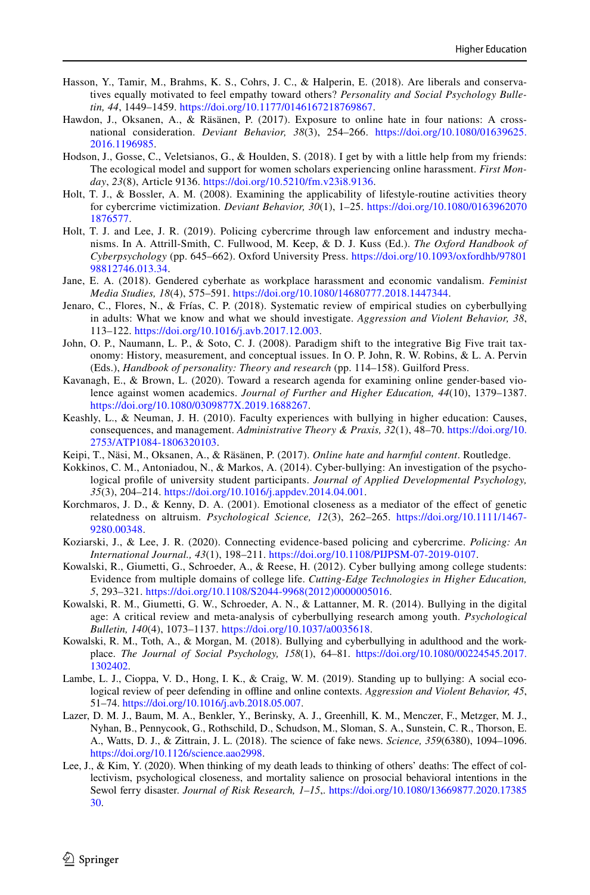Hasson, Y., Tamir, M., Brahms, K. S., Cohrs, J. C., & Halperin, E. (2018). Are liberals and conservatives equally motivated to feel empathy toward others? *Personality and Social Psychology Bulletin, 44*, 1449–1459. https://doi.org/10.1177/0146167218769867.

Hawdon, J., Oksanen, A., & Räsänen, P. (2017). Exposure to online hate in four nations: A cross-national consideration. *Deviant Behavior, 38*(3), 254–266. https://doi.org/10.1080/01639625.2016.1196985.

Hodson, J., Gosse, C., Veletsianos, G., & Houlden, S. (2018). I get by with a little help from my friends: The ecological model and support for women scholars experiencing online harassment. *First Monday*, *23*(8), Article 9136. https://doi.org/10.5210/fm.v23i8.9136.

Holt, T. J., & Bossler, A. M. (2008). Examining the applicability of lifestyle-routine activities theory for cybercrime victimization. *Deviant Behavior, 30*(1), 1–25. https://doi.org/10.1080/01639620701876577.

Holt, T. J. and Lee, J. R. (2019). Policing cybercrime through law enforcement and industry mechanisms. In A. Attrill-Smith, C. Fullwood, M. Keep, & D. J. Kuss (Ed.). *The Oxford Handbook of Cyberpsychology* (pp. 645–662). Oxford University Press. https://doi.org/10.1093/oxfordhb/9780198812746.013.34.

Jane, E. A. (2018). Gendered cyberhate as workplace harassment and economic vandalism. *Feminist Media Studies, 18*(4), 575–591. https://doi.org/10.1080/14680777.2018.1447344.

Jenaro, C., Flores, N., & Frías, C. P. (2018). Systematic review of empirical studies on cyberbullying in adults: What we know and what we should investigate. *Aggression and Violent Behavior, 38*, 113–122. https://doi.org/10.1016/j.avb.2017.12.003.

John, O. P., Naumann, L. P., & Soto, C. J. (2008). Paradigm shift to the integrative Big Five trait taxonomy: History, measurement, and conceptual issues. In O. P. John, R. W. Robins, & L. A. Pervin (Eds.), *Handbook of personality: Theory and research* (pp. 114–158). Guilford Press.

Kavanagh, E., & Brown, L. (2020). Toward a research agenda for examining online gender-based violence against women academics. *Journal of Further and Higher Education, 44*(10), 1379–1387. https://doi.org/10.1080/0309877X.2019.1688267.

Keashly, L., & Neuman, J. H. (2010). Faculty experiences with bullying in higher education: Causes, consequences, and management. *Administrative Theory & Praxis, 32*(1), 48–70. https://doi.org/10.2753/ATP1084-1806320103.

Keipi, T., Näsi, M., Oksanen, A., & Räsänen, P. (2017). *Online hate and harmful content*. Routledge.

Kokkinos, C. M., Antoniadou, N., & Markos, A. (2014). Cyber-bullying: An investigation of the psychological profile of university student participants. *Journal of Applied Developmental Psychology, 35*(3), 204–214. https://doi.org/10.1016/j.appdev.2014.04.001.

Korchmaros, J. D., & Kenny, D. A. (2001). Emotional closeness as a mediator of the effect of genetic relatedness on altruism. *Psychological Science, 12*(3), 262–265. https://doi.org/10.1111/1467-9280.00348.

Koziarski, J., & Lee, J. R. (2020). Connecting evidence-based policing and cybercrime. *Policing: An International Journal., 43*(1), 198–211. https://doi.org/10.1108/PIJPSM-07-2019-0107.

Kowalski, R., Giumetti, G., Schroeder, A., & Reese, H. (2012). Cyber bullying among college students: Evidence from multiple domains of college life. *Cutting-Edge Technologies in Higher Education, 5*, 293–321. https://doi.org/10.1108/S2044-9968(2012)0000005016.

Kowalski, R. M., Giumetti, G. W., Schroeder, A. N., & Lattanner, M. R. (2014). Bullying in the digital age: A critical review and meta-analysis of cyberbullying research among youth. *Psychological Bulletin, 140*(4), 1073–1137. https://doi.org/10.1037/a0035618.

Kowalski, R. M., Toth, A., & Morgan, M. (2018). Bullying and cyberbullying in adulthood and the workplace. *The Journal of Social Psychology, 158*(1), 64–81. https://doi.org/10.1080/00224545.2017.1302402.

Lambe, L. J., Cioppa, V. D., Hong, I. K., & Craig, W. M. (2019). Standing up to bullying: A social ecological review of peer defending in offline and online contexts. *Aggression and Violent Behavior, 45*, 51–74. https://doi.org/10.1016/j.avb.2018.05.007.

Lazer, D. M. J., Baum, M. A., Benkler, Y., Berinsky, A. J., Greenhill, K. M., Menczer, F., Metzger, M. J., Nyhan, B., Pennycook, G., Rothschild, D., Schudson, M., Sloman, S. A., Sunstein, C. R., Thorson, E. A., Watts, D. J., & Zittrain, J. L. (2018). The science of fake news. *Science, 359*(6380), 1094–1096. https://doi.org/10.1126/science.aao2998.

Lee, J., & Kim, Y. (2020). When thinking of my death leads to thinking of others' deaths: The effect of collectivism, psychological closeness, and mortality salience on prosocial behavioral intentions in the Sewol ferry disaster. *Journal of Risk Research, 1–15*,. https://doi.org/10.1080/13669877.2020.1738530.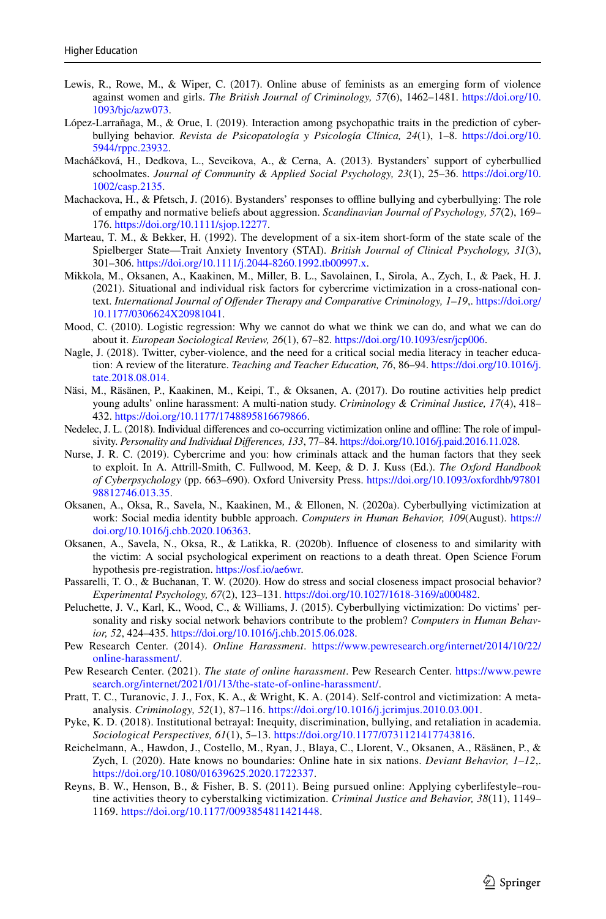Lewis, R., Rowe, M., & Wiper, C. (2017). Online abuse of feminists as an emerging form of violence against women and girls. *The British Journal of Criminology, 57*(6), 1462–1481. https://doi.org/10.1093/bjc/azw073.

López-Larrañaga, M., & Orue, I. (2019). Interaction among psychopathic traits in the prediction of cyberbullying behavior. *Revista de Psicopatología y Psicología Clínica, 24*(1), 1–8. https://doi.org/10.5944/rppc.23932.

Macháčková, H., Dedkova, L., Sevcikova, A., & Cerna, A. (2013). Bystanders' support of cyberbullied schoolmates. *Journal of Community & Applied Social Psychology, 23*(1), 25–36. https://doi.org/10.1002/casp.2135.

Machackova, H., & Pfetsch, J. (2016). Bystanders' responses to offline bullying and cyberbullying: The role of empathy and normative beliefs about aggression. *Scandinavian Journal of Psychology, 57*(2), 169–176. https://doi.org/10.1111/sjop.12277.

Marteau, T. M., & Bekker, H. (1992). The development of a six-item short-form of the state scale of the Spielberger State—Trait Anxiety Inventory (STAI). *British Journal of Clinical Psychology, 31*(3), 301–306. https://doi.org/10.1111/j.2044-8260.1992.tb00997.x.

Mikkola, M., Oksanen, A., Kaakinen, M., Miller, B. L., Savolainen, I., Sirola, A., Zych, I., & Paek, H. J. (2021). Situational and individual risk factors for cybercrime victimization in a cross-national context. *International Journal of Offender Therapy and Comparative Criminology, 1–19*,. https://doi.org/10.1177/0306624X20981041.

Mood, C. (2010). Logistic regression: Why we cannot do what we think we can do, and what we can do about it. *European Sociological Review, 26*(1), 67–82. https://doi.org/10.1093/esr/jcp006.

Nagle, J. (2018). Twitter, cyber-violence, and the need for a critical social media literacy in teacher education: A review of the literature. *Teaching and Teacher Education, 76*, 86–94. https://doi.org/10.1016/j.tate.2018.08.014.

Näsi, M., Räsänen, P., Kaakinen, M., Keipi, T., & Oksanen, A. (2017). Do routine activities help predict young adults' online harassment: A multi-nation study. *Criminology & Criminal Justice, 17*(4), 418–432. https://doi.org/10.1177/1748895816679866.

Nedelec, J. L. (2018). Individual differences and co-occurring victimization online and offline: The role of impulsivity. *Personality and Individual Differences, 133*, 77–84. https://doi.org/10.1016/j.paid.2016.11.028.

Nurse, J. R. C. (2019). Cybercrime and you: how criminals attack and the human factors that they seek to exploit. In A. Attrill-Smith, C. Fullwood, M. Keep, & D. J. Kuss (Ed.). *The Oxford Handbook of Cyberpsychology* (pp. 663–690). Oxford University Press. https://doi.org/10.1093/oxfordhb/9780198812746.013.35.

Oksanen, A., Oksa, R., Savela, N., Kaakinen, M., & Ellonen, N. (2020a). Cyberbullying victimization at work: Social media identity bubble approach. *Computers in Human Behavior, 109*(August). https://doi.org/10.1016/j.chb.2020.106363.

Oksanen, A., Savela, N., Oksa, R., & Latikka, R. (2020b). Influence of closeness to and similarity with the victim: A social psychological experiment on reactions to a death threat. Open Science Forum hypothesis pre-registration. https://osf.io/ae6wr.

Passarelli, T. O., & Buchanan, T. W. (2020). How do stress and social closeness impact prosocial behavior? *Experimental Psychology, 67*(2), 123–131. https://doi.org/10.1027/1618-3169/a000482.

Peluchette, J. V., Karl, K., Wood, C., & Williams, J. (2015). Cyberbullying victimization: Do victims' personality and risky social network behaviors contribute to the problem? *Computers in Human Behavior, 52*, 424–435. https://doi.org/10.1016/j.chb.2015.06.028.

Pew Research Center. (2014). *Online Harassment*. https://www.pewresearch.org/internet/2014/10/22/online-harassment/.

Pew Research Center. (2021). *The state of online harassment*. Pew Research Center. https://www.pewresearch.org/internet/2021/01/13/the-state-of-online-harassment/.

Pratt, T. C., Turanovic, J. J., Fox, K. A., & Wright, K. A. (2014). Self-control and victimization: A meta-analysis. *Criminology, 52*(1), 87–116. https://doi.org/10.1016/j.jcrimjus.2010.03.001.

Pyke, K. D. (2018). Institutional betrayal: Inequity, discrimination, bullying, and retaliation in academia. *Sociological Perspectives, 61*(1), 5–13. https://doi.org/10.1177/0731121417743816.

Reichelmann, A., Hawdon, J., Costello, M., Ryan, J., Blaya, C., Llorent, V., Oksanen, A., Räsänen, P., & Zych, I. (2020). Hate knows no boundaries: Online hate in six nations. *Deviant Behavior, 1–12*,. https://doi.org/10.1080/01639625.2020.1722337.

Reyns, B. W., Henson, B., & Fisher, B. S. (2011). Being pursued online: Applying cyberlifestyle–routine activities theory to cyberstalking victimization. *Criminal Justice and Behavior, 38*(11), 1149–1169. https://doi.org/10.1177/0093854811421448.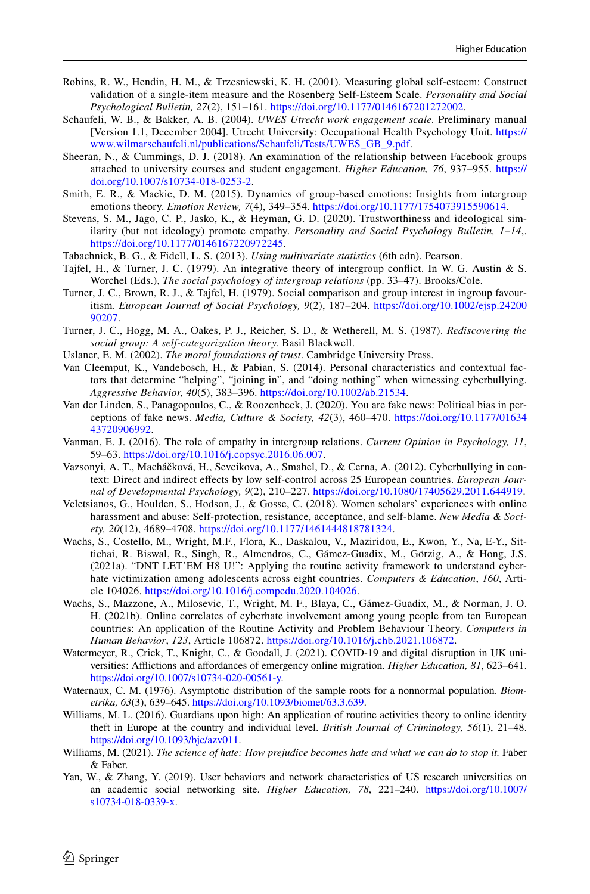Robins, R. W., Hendin, H. M., & Trzesniewski, K. H. (2001). Measuring global self-esteem: Construct validation of a single-item measure and the Rosenberg Self-Esteem Scale. *Personality and Social Psychological Bulletin, 27*(2), 151–161. https://doi.org/10.1177/0146167201272002.

Schaufeli, W. B., & Bakker, A. B. (2004). *UWES Utrecht work engagement scale.* Preliminary manual [Version 1.1, December 2004]. Utrecht University: Occupational Health Psychology Unit. https://www.wilmarschaufeli.nl/publications/Schaufeli/Tests/UWES_GB_9.pdf.

Sheeran, N., & Cummings, D. J. (2018). An examination of the relationship between Facebook groups attached to university courses and student engagement. *Higher Education, 76*, 937–955. https://doi.org/10.1007/s10734-018-0253-2.

Smith, E. R., & Mackie, D. M. (2015). Dynamics of group-based emotions: Insights from intergroup emotions theory. *Emotion Review, 7*(4), 349–354. https://doi.org/10.1177/1754073915590614.

Stevens, S. M., Jago, C. P., Jasko, K., & Heyman, G. D. (2020). Trustworthiness and ideological similarity (but not ideology) promote empathy. *Personality and Social Psychology Bulletin, 1–14*,. https://doi.org/10.1177/0146167220972245.

Tabachnick, B. G., & Fidell, L. S. (2013). *Using multivariate statistics* (6th edn). Pearson.

Tajfel, H., & Turner, J. C. (1979). An integrative theory of intergroup conflict. In W. G. Austin & S. Worchel (Eds.), *The social psychology of intergroup relations* (pp. 33–47). Brooks/Cole.

Turner, J. C., Brown, R. J., & Tajfel, H. (1979). Social comparison and group interest in ingroup favouritism. *European Journal of Social Psychology, 9*(2), 187–204. https://doi.org/10.1002/ejsp.2420090207.

Turner, J. C., Hogg, M. A., Oakes, P. J., Reicher, S. D., & Wetherell, M. S. (1987). *Rediscovering the social group: A self-categorization theory.* Basil Blackwell.

Uslaner, E. M. (2002). *The moral foundations of trust*. Cambridge University Press.

Van Cleemput, K., Vandebosch, H., & Pabian, S. (2014). Personal characteristics and contextual factors that determine "helping", "joining in", and "doing nothing" when witnessing cyberbullying. *Aggressive Behavior, 40*(5), 383–396. https://doi.org/10.1002/ab.21534.

Van der Linden, S., Panagopoulos, C., & Roozenbeek, J. (2020). You are fake news: Political bias in perceptions of fake news. *Media, Culture & Society, 42*(3), 460–470. https://doi.org/10.1177/0163443720906992.

Vanman, E. J. (2016). The role of empathy in intergroup relations. *Current Opinion in Psychology, 11*, 59–63. https://doi.org/10.1016/j.copsyc.2016.06.007.

Vazsonyi, A. T., Macháčková, H., Sevcikova, A., Smahel, D., & Cerna, A. (2012). Cyberbullying in context: Direct and indirect effects by low self-control across 25 European countries. *European Journal of Developmental Psychology, 9*(2), 210–227. https://doi.org/10.1080/17405629.2011.644919.

Veletsianos, G., Houlden, S., Hodson, J., & Gosse, C. (2018). Women scholars' experiences with online harassment and abuse: Self-protection, resistance, acceptance, and self-blame. *New Media & Society, 20*(12), 4689–4708. https://doi.org/10.1177/1461444818781324.

Wachs, S., Costello, M., Wright, M.F., Flora, K., Daskalou, V., Maziridou, E., Kwon, Y., Na, E-Y., Sittichai, R. Biswal, R., Singh, R., Almendros, C., Gámez-Guadix, M., Görzig, A., & Hong, J.S. (2021a). "DNT LET'EM H8 U!": Applying the routine activity framework to understand cyberhate victimization among adolescents across eight countries. *Computers & Education*, *160*, Article 104026. https://doi.org/10.1016/j.compedu.2020.104026.

Wachs, S., Mazzone, A., Milosevic, T., Wright, M. F., Blaya, C., Gámez-Guadix, M., & Norman, J. O. H. (2021b). Online correlates of cyberhate involvement among young people from ten European countries: An application of the Routine Activity and Problem Behaviour Theory. *Computers in Human Behavior*, *123*, Article 106872. https://doi.org/10.1016/j.chb.2021.106872.

Watermeyer, R., Crick, T., Knight, C., & Goodall, J. (2021). COVID-19 and digital disruption in UK universities: Afflictions and affordances of emergency online migration. *Higher Education, 81*, 623–641. https://doi.org/10.1007/s10734-020-00561-y.

Waternaux, C. M. (1976). Asymptotic distribution of the sample roots for a nonnormal population. *Biometrika, 63*(3), 639–645. https://doi.org/10.1093/biomet/63.3.639.

Williams, M. L. (2016). Guardians upon high: An application of routine activities theory to online identity theft in Europe at the country and individual level. *British Journal of Criminology, 56*(1), 21–48. https://doi.org/10.1093/bjc/azv011.

Williams, M. (2021). *The science of hate: How prejudice becomes hate and what we can do to stop it.* Faber & Faber.

Yan, W., & Zhang, Y. (2019). User behaviors and network characteristics of US research universities on an academic social networking site. *Higher Education, 78*, 221–240. https://doi.org/10.1007/s10734-018-0339-x.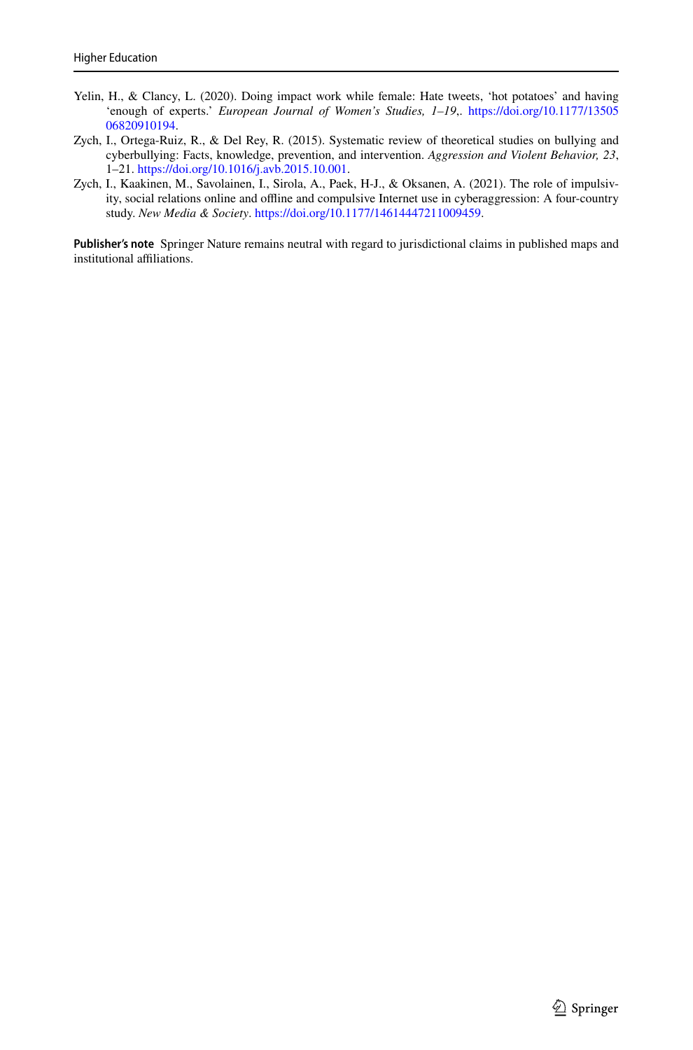Yelin, H., & Clancy, L. (2020). Doing impact work while female: Hate tweets, 'hot potatoes' and having 'enough of experts.' *European Journal of Women's Studies, 1–19*,. https://doi.org/10.1177/1350506820910194.

Zych, I., Ortega-Ruiz, R., & Del Rey, R. (2015). Systematic review of theoretical studies on bullying and cyberbullying: Facts, knowledge, prevention, and intervention. *Aggression and Violent Behavior, 23*, 1–21. https://doi.org/10.1016/j.avb.2015.10.001.

Zych, I., Kaakinen, M., Savolainen, I., Sirola, A., Paek, H-J., & Oksanen, A. (2021). The role of impulsivity, social relations online and offline and compulsive Internet use in cyberaggression: A four-country study. *New Media & Society*. https://doi.org/10.1177/14614447211009459.

**Publisher's note** Springer Nature remains neutral with regard to jurisdictional claims in published maps and institutional affiliations.